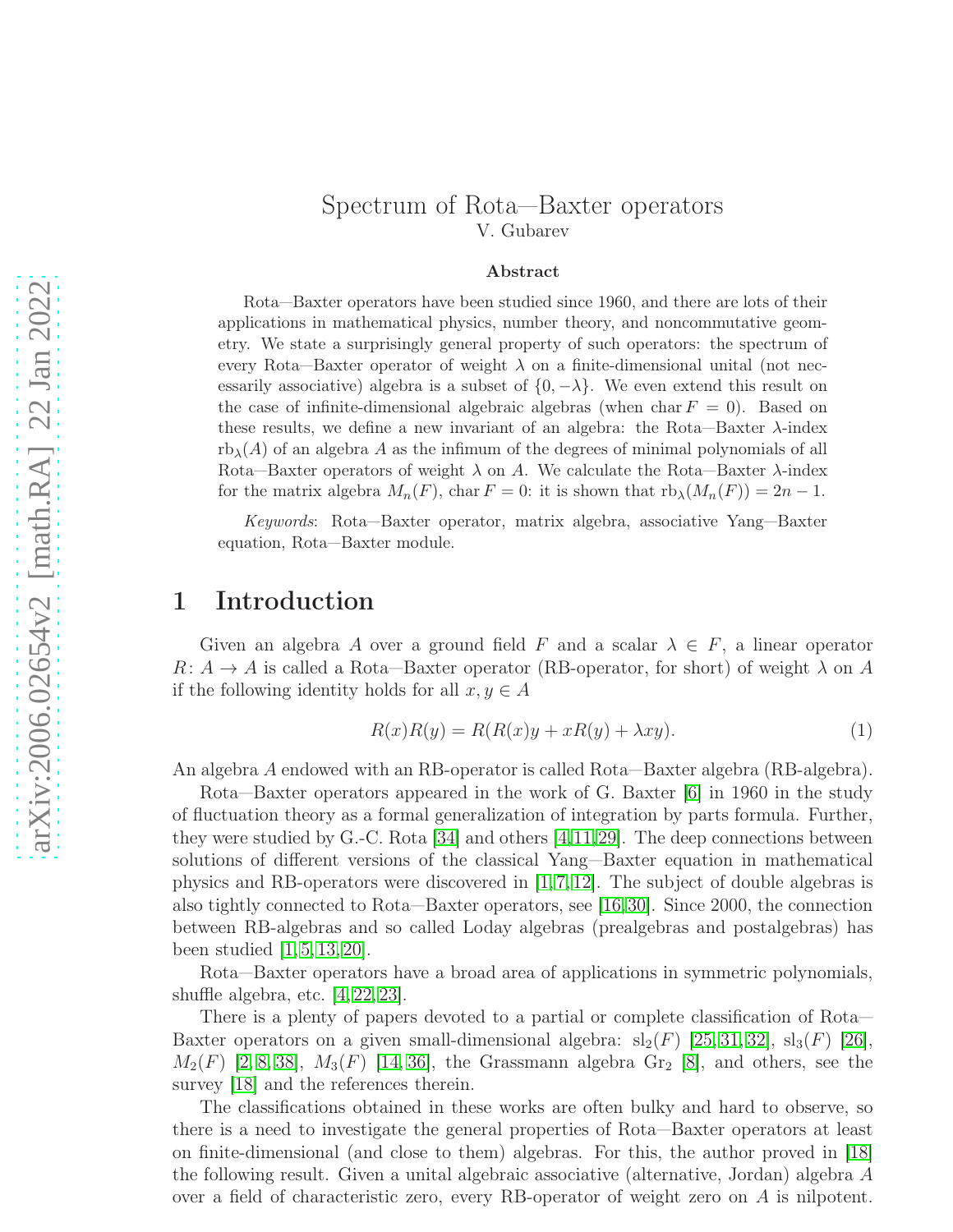# Spectrum of Rota—Baxter operators

V. Gubarev

### Abstract

Rota—Baxter operators have been studied since 1960, and there are lots of their applications in mathematical physics, number theory, and noncommutative geometry. We state a surprisingly general property of such operators: the spectrum of every Rota—Baxter operator of weight $\lambda$ on a finite-dimensional unital (not necessarily associative) algebra is a subset of $\{0, -\lambda\}$. We even extend this result on the case of infinite-dimensional algebraic algebras (when $\operatorname{char} F = 0$). Based on these results, we define a new invariant of an algebra: the Rota—Baxter $\lambda$-index $\operatorname{rb}_\lambda(A)$ of an algebra $A$ as the infimum of the degrees of minimal polynomials of all Rota—Baxter operators of weight $\lambda$ on $A$. We calculate the Rota—Baxter $\lambda$-index for the matrix algebra $M_n(F)$, $\operatorname{char} F = 0$: it is shown that $\operatorname{rb}_\lambda(M_n(F)) = 2n - 1$.

*Keywords*: Rota—Baxter operator, matrix algebra, associative Yang—Baxter equation, Rota—Baxter module.

## 1 Introduction

Given an algebra $A$ over a ground field $F$ and a scalar $\lambda \in F$, a linear operator $R\colon A \to A$ is called a Rota—Baxter operator (RB-operator, for short) of weight $\lambda$ on $A$ if the following identity holds for all $x, y \in A$

$$R(x)R(y) = R(R(x)y + xR(y) + \lambda xy). \tag{1}$$

An algebra $A$ endowed with an RB-operator is called Rota—Baxter algebra (RB-algebra).

Rota—Baxter operators appeared in the work of G. Baxter [6] in 1960 in the study of fluctuation theory as a formal generalization of integration by parts formula. Further, they were studied by G.-C. Rota [34] and others [4,11,29]. The deep connections between solutions of different versions of the classical Yang—Baxter equation in mathematical physics and RB-operators were discovered in [1,7,12]. The subject of double algebras is also tightly connected to Rota—Baxter operators, see [16,30]. Since 2000, the connection between RB-algebras and so called Loday algebras (prealgebras and postalgebras) has been studied [1,5,13,20].

Rota—Baxter operators have a broad area of applications in symmetric polynomials, shuffle algebra, etc. [4,22,23].

There is a plenty of papers devoted to a partial or complete classification of Rota—Baxter operators on a given small-dimensional algebra: $\mathrm{sl}_2(F)$ [25,31,32], $\mathrm{sl}_3(F)$ [26], $M_2(F)$ [2,8,38], $M_3(F)$ [14,36], the Grassmann algebra $\mathrm{Gr}_2$ [8], and others, see the survey [18] and the references therein.

The classifications obtained in these works are often bulky and hard to observe, so there is a need to investigate the general properties of Rota—Baxter operators at least on finite-dimensional (and close to them) algebras. For this, the author proved in [18] the following result. Given a unital algebraic associative (alternative, Jordan) algebra $A$ over a field of characteristic zero, every RB-operator of weight zero on $A$ is nilpotent.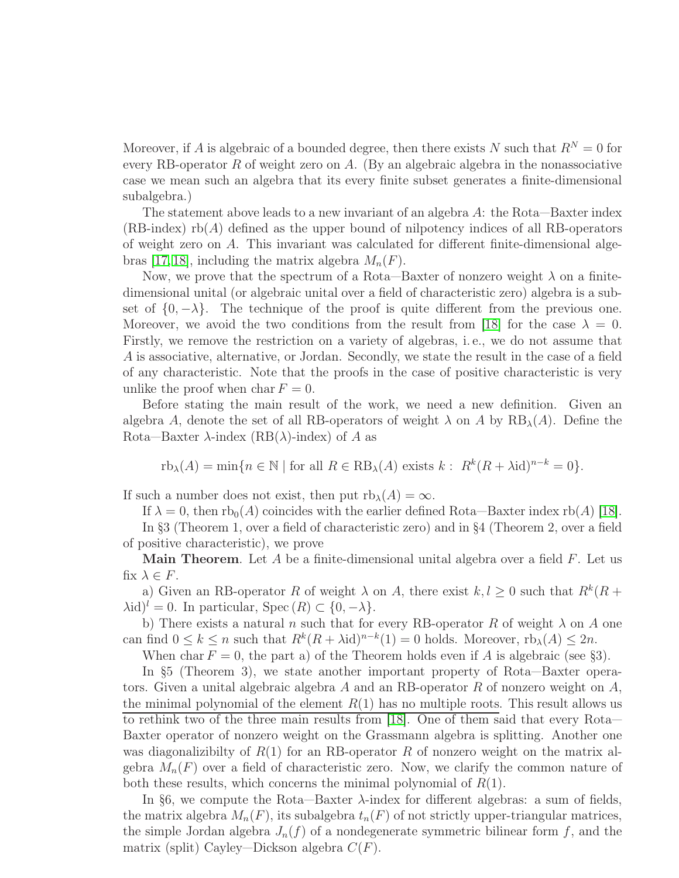Moreover, if $A$ is algebraic of a bounded degree, then there exists $N$ such that $R^N = 0$ for every RB-operator $R$ of weight zero on $A$. (By an algebraic algebra in the nonassociative case we mean such an algebra that its every finite subset generates a finite-dimensional subalgebra.)

The statement above leads to a new invariant of an algebra $A$: the Rota—Baxter index (RB-index) $\mathrm{rb}(A)$ defined as the upper bound of nilpotency indices of all RB-operators of weight zero on $A$. This invariant was calculated for different finite-dimensional algebras [17,18], including the matrix algebra $M_n(F)$.

Now, we prove that the spectrum of a Rota—Baxter of nonzero weight $\lambda$ on a finite-dimensional unital (or algebraic unital over a field of characteristic zero) algebra is a subset of $\{0, -\lambda\}$. The technique of the proof is quite different from the previous one. Moreover, we avoid the two conditions from the result from [18] for the case $\lambda = 0$. Firstly, we remove the restriction on a variety of algebras, i. e., we do not assume that $A$ is associative, alternative, or Jordan. Secondly, we state the result in the case of a field of any characteristic. Note that the proofs in the case of positive characteristic is very unlike the proof when $\mathrm{char}\, F = 0$.

Before stating the main result of the work, we need a new definition. Given an algebra $A$, denote the set of all RB-operators of weight $\lambda$ on $A$ by $\mathrm{RB}_\lambda(A)$. Define the Rota—Baxter $\lambda$-index (RB($\lambda$)-index) of $A$ as

$$\mathrm{rb}_\lambda(A) = \min\{n \in \mathbb{N} \mid \text{for all } R \in \mathrm{RB}_\lambda(A) \text{ exists } k:\ R^k(R + \lambda\mathrm{id})^{n-k} = 0\}.$$

If such a number does not exist, then put $\mathrm{rb}_\lambda(A) = \infty$.

If $\lambda = 0$, then $\mathrm{rb}_0(A)$ coincides with the earlier defined Rota—Baxter index $\mathrm{rb}(A)$ [18].

In §3 (Theorem 1, over a field of characteristic zero) and in §4 (Theorem 2, over a field of positive characteristic), we prove

**Main Theorem**. Let $A$ be a finite-dimensional unital algebra over a field $F$. Let us fix $\lambda \in F$.

a) Given an RB-operator $R$ of weight $\lambda$ on $A$, there exist $k, l \geq 0$ such that $R^k(R + \lambda\mathrm{id})^l = 0$. In particular, $\mathrm{Spec}\,(R) \subset \{0, -\lambda\}$.

b) There exists a natural $n$ such that for every RB-operator $R$ of weight $\lambda$ on $A$ one can find $0 \leq k \leq n$ such that $R^k(R + \lambda\mathrm{id})^{n-k}(1) = 0$ holds. Moreover, $\mathrm{rb}_\lambda(A) \leq 2n$.

When $\mathrm{char}\, F = 0$, the part a) of the Theorem holds even if $A$ is algebraic (see §3).

In §5 (Theorem 3), we state another important property of Rota—Baxter operators. Given a unital algebraic algebra $A$ and an RB-operator $R$ of nonzero weight on $A$, <u>the minimal polynomial of the element $R(1)$ has no multiple roots. This result allows us to rethink two of the three main results from [18].</u> One of them said that every Rota—Baxter operator of nonzero weight on the Grassmann algebra is splitting. Another one was diagonalizibilty of $R(1)$ for an RB-operator $R$ of nonzero weight on the matrix algebra $M_n(F)$ over a field of characteristic zero. Now, we clarify the common nature of both these results, which concerns the minimal polynomial of $R(1)$.

In §6, we compute the Rota—Baxter $\lambda$-index for different algebras: a sum of fields, the matrix algebra $M_n(F)$, its subalgebra $t_n(F)$ of not strictly upper-triangular matrices, the simple Jordan algebra $J_n(f)$ of a nondegenerate symmetric bilinear form $f$, and the matrix (split) Cayley—Dickson algebra $C(F)$.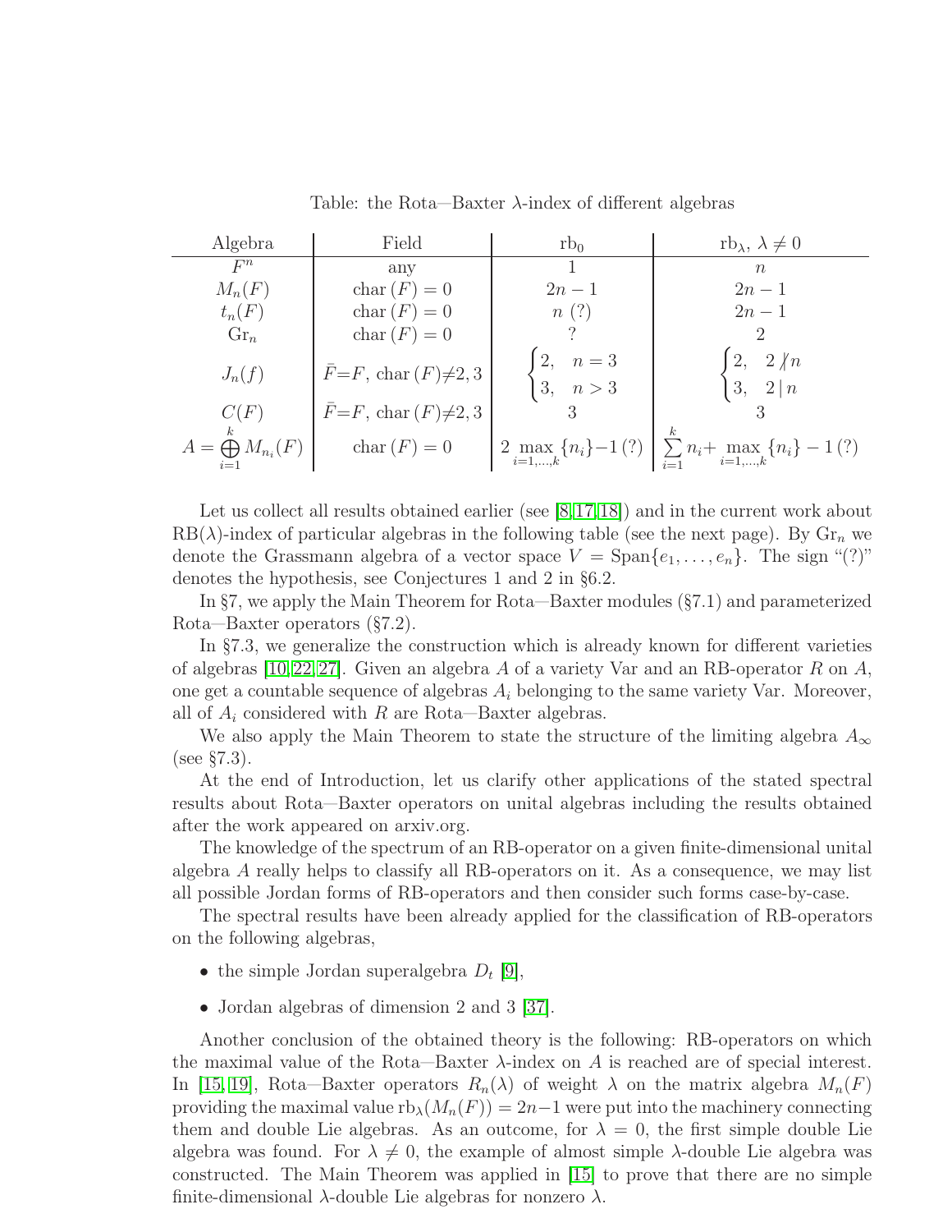Table: the Rota—Baxter $\lambda$-index of different algebras

| Algebra | Field | $\mathrm{rb}_0$ | $\mathrm{rb}_\lambda$, $\lambda \neq 0$ |
|---|---|---|---|
| $F^n$ | any | $1$ | $n$ |
| $M_n(F)$ | $\mathrm{char}\,(F) = 0$ | $2n-1$ | $2n-1$ |
| $t_n(F)$ | $\mathrm{char}\,(F) = 0$ | $n$ (?) | $2n-1$ |
| $\mathrm{Gr}_n$ | $\mathrm{char}\,(F) = 0$ | ? | $2$ |
| $J_n(f)$ | $\bar{F}=F$, $\mathrm{char}\,(F)\neq 2,3$ | $\begin{cases} 2, & n=3 \\ 3, & n>3 \end{cases}$ | $\begin{cases} 2, & 2 \not\mid n \\ 3, & 2 \mid n \end{cases}$ |
| $C(F)$ | $\bar{F}=F$, $\mathrm{char}\,(F)\neq 2,3$ | $3$ | $3$ |
| $A = \bigoplus\limits_{i=1}^{k} M_{n_i}(F)$ | $\mathrm{char}\,(F) = 0$ | $2\max\limits_{i=1,\ldots,k}\{n_i\}-1$ (?) | $\sum\limits_{i=1}^{k} n_i + \max\limits_{i=1,\ldots,k}\{n_i\} - 1$ (?) |

Let us collect all results obtained earlier (see [8,17,18]) and in the current work about RB($\lambda$)-index of particular algebras in the following table (see the next page). By $\mathrm{Gr}_n$ we denote the Grassmann algebra of a vector space $V = \mathrm{Span}\{e_1, \ldots, e_n\}$. The sign "(?)" denotes the hypothesis, see Conjectures 1 and 2 in §6.2.

In §7, we apply the Main Theorem for Rota—Baxter modules (§7.1) and parameterized Rota—Baxter operators (§7.2).

In §7.3, we generalize the construction which is already known for different varieties of algebras [10,22,27]. Given an algebra $A$ of a variety Var and an RB-operator $R$ on $A$, one get a countable sequence of algebras $A_i$ belonging to the same variety Var. Moreover, all of $A_i$ considered with $R$ are Rota—Baxter algebras.

We also apply the Main Theorem to state the structure of the limiting algebra $A_\infty$ (see §7.3).

At the end of Introduction, let us clarify other applications of the stated spectral results about Rota—Baxter operators on unital algebras including the results obtained after the work appeared on arxiv.org.

The knowledge of the spectrum of an RB-operator on a given finite-dimensional unital algebra $A$ really helps to classify all RB-operators on it. As a consequence, we may list all possible Jordan forms of RB-operators and then consider such forms case-by-case.

The spectral results have been already applied for the classification of RB-operators on the following algebras,

- the simple Jordan superalgebra $D_t$ [9],
- Jordan algebras of dimension 2 and 3 [37].

Another conclusion of the obtained theory is the following: RB-operators on which the maximal value of the Rota—Baxter $\lambda$-index on $A$ is reached are of special interest. In [15,19], Rota—Baxter operators $R_n(\lambda)$ of weight $\lambda$ on the matrix algebra $M_n(F)$ providing the maximal value $\mathrm{rb}_\lambda(M_n(F)) = 2n-1$ were put into the machinery connecting them and double Lie algebras. As an outcome, for $\lambda = 0$, the first simple double Lie algebra was found. For $\lambda \neq 0$, the example of almost simple $\lambda$-double Lie algebra was constructed. The Main Theorem was applied in [15] to prove that there are no simple finite-dimensional $\lambda$-double Lie algebras for nonzero $\lambda$.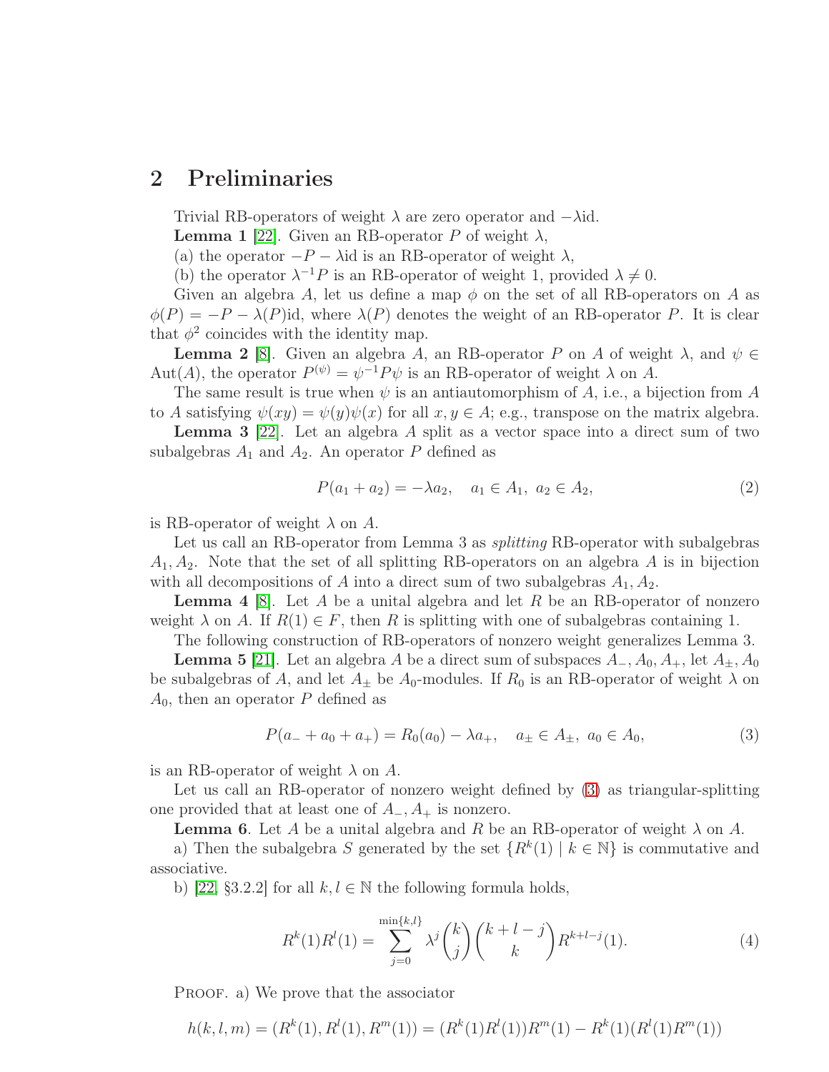## 2 Preliminaries

Trivial RB-operators of weight $\lambda$ are zero operator and $-\lambda\mathrm{id}$.

**Lemma 1** [22]. Given an RB-operator $P$ of weight $\lambda$,

(a) the operator $-P - \lambda\mathrm{id}$ is an RB-operator of weight $\lambda$,

(b) the operator $\lambda^{-1}P$ is an RB-operator of weight 1, provided $\lambda \neq 0$.

Given an algebra $A$, let us define a map $\phi$ on the set of all RB-operators on $A$ as $\phi(P) = -P - \lambda(P)\mathrm{id}$, where $\lambda(P)$ denotes the weight of an RB-operator $P$. It is clear that $\phi^2$ coincides with the identity map.

**Lemma 2** [8]. Given an algebra $A$, an RB-operator $P$ on $A$ of weight $\lambda$, and $\psi \in \mathrm{Aut}(A)$, the operator $P^{(\psi)} = \psi^{-1}P\psi$ is an RB-operator of weight $\lambda$ on $A$.

The same result is true when $\psi$ is an antiautomorphism of $A$, i.e., a bijection from $A$ to $A$ satisfying $\psi(xy) = \psi(y)\psi(x)$ for all $x, y \in A$; e.g., transpose on the matrix algebra.

**Lemma 3** [22]. Let an algebra $A$ split as a vector space into a direct sum of two subalgebras $A_1$ and $A_2$. An operator $P$ defined as

$$P(a_1 + a_2) = -\lambda a_2, \quad a_1 \in A_1,\ a_2 \in A_2, \tag{2}$$

is RB-operator of weight $\lambda$ on $A$.

Let us call an RB-operator from Lemma 3 as *splitting* RB-operator with subalgebras $A_1, A_2$. Note that the set of all splitting RB-operators on an algebra $A$ is in bijection with all decompositions of $A$ into a direct sum of two subalgebras $A_1, A_2$.

**Lemma 4** [8]. Let $A$ be a unital algebra and let $R$ be an RB-operator of nonzero weight $\lambda$ on $A$. If $R(1) \in F$, then $R$ is splitting with one of subalgebras containing 1.

The following construction of RB-operators of nonzero weight generalizes Lemma 3.

**Lemma 5** [21]. Let an algebra $A$ be a direct sum of subspaces $A_-, A_0, A_+$, let $A_\pm, A_0$ be subalgebras of $A$, and let $A_\pm$ be $A_0$-modules. If $R_0$ is an RB-operator of weight $\lambda$ on $A_0$, then an operator $P$ defined as

$$P(a_- + a_0 + a_+) = R_0(a_0) - \lambda a_+, \quad a_\pm \in A_\pm,\ a_0 \in A_0, \tag{3}$$

is an RB-operator of weight $\lambda$ on $A$.

Let us call an RB-operator of nonzero weight defined by (3) as triangular-splitting one provided that at least one of $A_-, A_+$ is nonzero.

**Lemma 6**. Let $A$ be a unital algebra and $R$ be an RB-operator of weight $\lambda$ on $A$.

a) Then the subalgebra $S$ generated by the set $\{R^k(1) \mid k \in \mathbb{N}\}$ is commutative and associative.

b) [22, §3.2.2] for all $k, l \in \mathbb{N}$ the following formula holds,

$$R^k(1)R^l(1) = \sum_{j=0}^{\min\{k,l\}} \lambda^j \binom{k}{j}\binom{k+l-j}{k} R^{k+l-j}(1). \tag{4}$$

Proof. a) We prove that the associator

$$h(k,l,m) = (R^k(1), R^l(1), R^m(1)) = (R^k(1)R^l(1))R^m(1) - R^k(1)(R^l(1)R^m(1))$$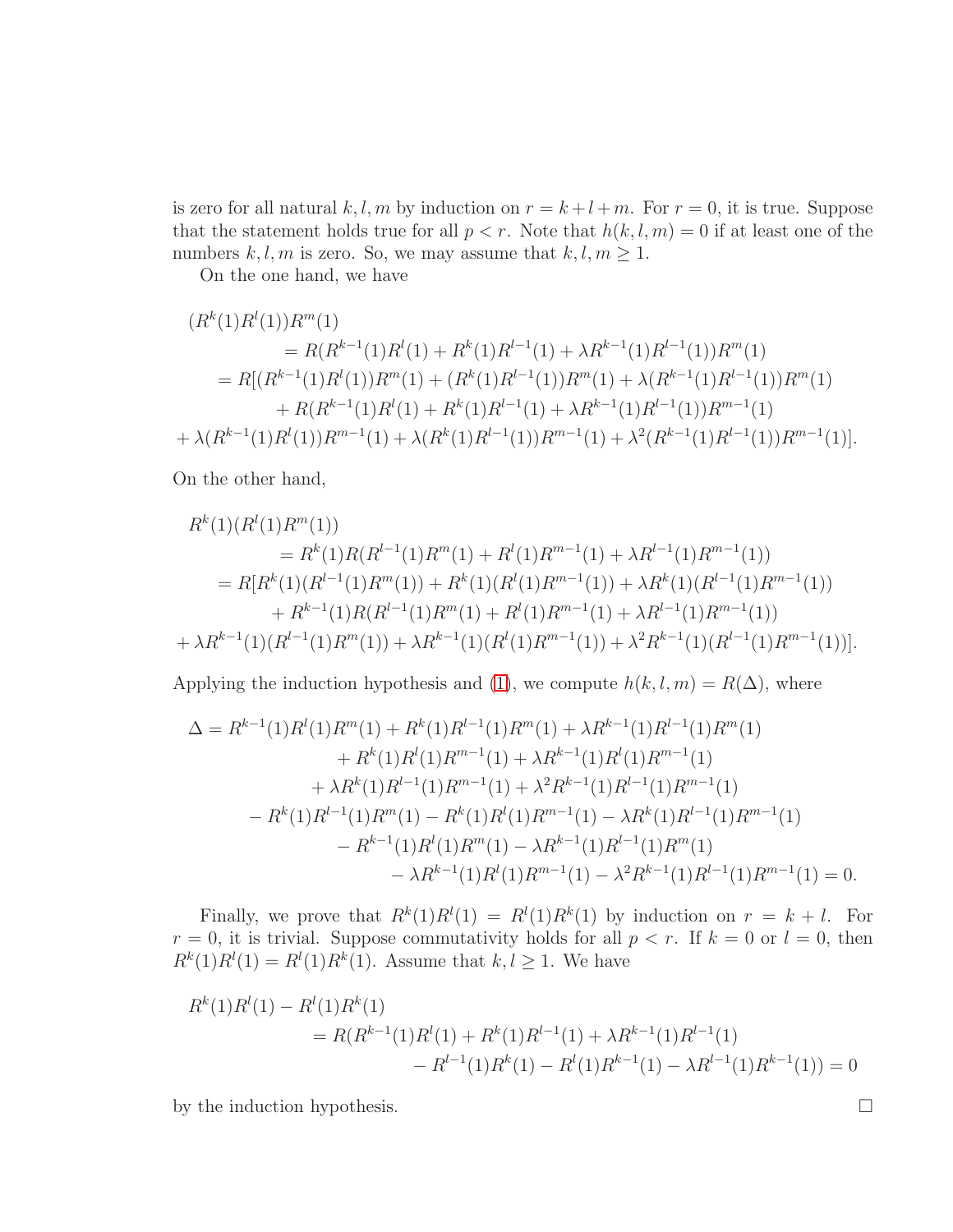is zero for all natural $k, l, m$ by induction on $r = k+l+m$. For $r = 0$, it is true. Suppose that the statement holds true for all $p < r$. Note that $h(k, l, m) = 0$ if at least one of the numbers $k, l, m$ is zero. So, we may assume that $k, l, m \geq 1$.

On the one hand, we have

$$
\begin{aligned}
&(R^k(1)R^l(1))R^m(1) \\
&\quad = R(R^{k-1}(1)R^l(1) + R^k(1)R^{l-1}(1) + \lambda R^{k-1}(1)R^{l-1}(1))R^m(1) \\
&\quad = R[(R^{k-1}(1)R^l(1))R^m(1) + (R^k(1)R^{l-1}(1))R^m(1) + \lambda(R^{k-1}(1)R^{l-1}(1))R^m(1) \\
&\qquad + R(R^{k-1}(1)R^l(1) + R^k(1)R^{l-1}(1) + \lambda R^{k-1}(1)R^{l-1}(1))R^{m-1}(1) \\
&\qquad + \lambda(R^{k-1}(1)R^l(1))R^{m-1}(1) + \lambda(R^k(1)R^{l-1}(1))R^{m-1}(1) + \lambda^2(R^{k-1}(1)R^{l-1}(1))R^{m-1}(1)].
\end{aligned}
$$

On the other hand,

$$
\begin{aligned}
&R^k(1)(R^l(1)R^m(1)) \\
&\quad = R^k(1)R(R^{l-1}(1)R^m(1) + R^l(1)R^{m-1}(1) + \lambda R^{l-1}(1)R^{m-1}(1)) \\
&\quad = R[R^k(1)(R^{l-1}(1)R^m(1)) + R^k(1)(R^l(1)R^{m-1}(1)) + \lambda R^k(1)(R^{l-1}(1)R^{m-1}(1)) \\
&\qquad + R^{k-1}(1)R(R^{l-1}(1)R^m(1) + R^l(1)R^{m-1}(1) + \lambda R^{l-1}(1)R^{m-1}(1)) \\
&\qquad + \lambda R^{k-1}(1)(R^{l-1}(1)R^m(1)) + \lambda R^{k-1}(1)(R^l(1)R^{m-1}(1)) + \lambda^2 R^{k-1}(1)(R^{l-1}(1)R^{m-1}(1))].
\end{aligned}
$$

Applying the induction hypothesis and (1), we compute $h(k, l, m) = R(\Delta)$, where

$$
\begin{aligned}
\Delta = {} & R^{k-1}(1)R^l(1)R^m(1) + R^k(1)R^{l-1}(1)R^m(1) + \lambda R^{k-1}(1)R^{l-1}(1)R^m(1) \\
& + R^k(1)R^l(1)R^{m-1}(1) + \lambda R^{k-1}(1)R^l(1)R^{m-1}(1) \\
& + \lambda R^k(1)R^{l-1}(1)R^{m-1}(1) + \lambda^2 R^{k-1}(1)R^{l-1}(1)R^{m-1}(1) \\
& - R^k(1)R^{l-1}(1)R^m(1) - R^k(1)R^l(1)R^{m-1}(1) - \lambda R^k(1)R^{l-1}(1)R^{m-1}(1) \\
& - R^{k-1}(1)R^l(1)R^m(1) - \lambda R^{k-1}(1)R^{l-1}(1)R^m(1) \\
& - \lambda R^{k-1}(1)R^l(1)R^{m-1}(1) - \lambda^2 R^{k-1}(1)R^{l-1}(1)R^{m-1}(1) = 0.
\end{aligned}
$$

Finally, we prove that $R^k(1)R^l(1) = R^l(1)R^k(1)$ by induction on $r = k+l$. For $r = 0$, it is trivial. Suppose commutativity holds for all $p < r$. If $k = 0$ or $l = 0$, then $R^k(1)R^l(1) = R^l(1)R^k(1)$. Assume that $k, l \geq 1$. We have

$$
\begin{aligned}
&R^k(1)R^l(1) - R^l(1)R^k(1) \\
&\quad = R(R^{k-1}(1)R^l(1) + R^k(1)R^{l-1}(1) + \lambda R^{k-1}(1)R^{l-1}(1) \\
&\qquad - R^{l-1}(1)R^k(1) - R^l(1)R^{k-1}(1) - \lambda R^{l-1}(1)R^{k-1}(1)) = 0
\end{aligned}
$$

by the induction hypothesis. $\square$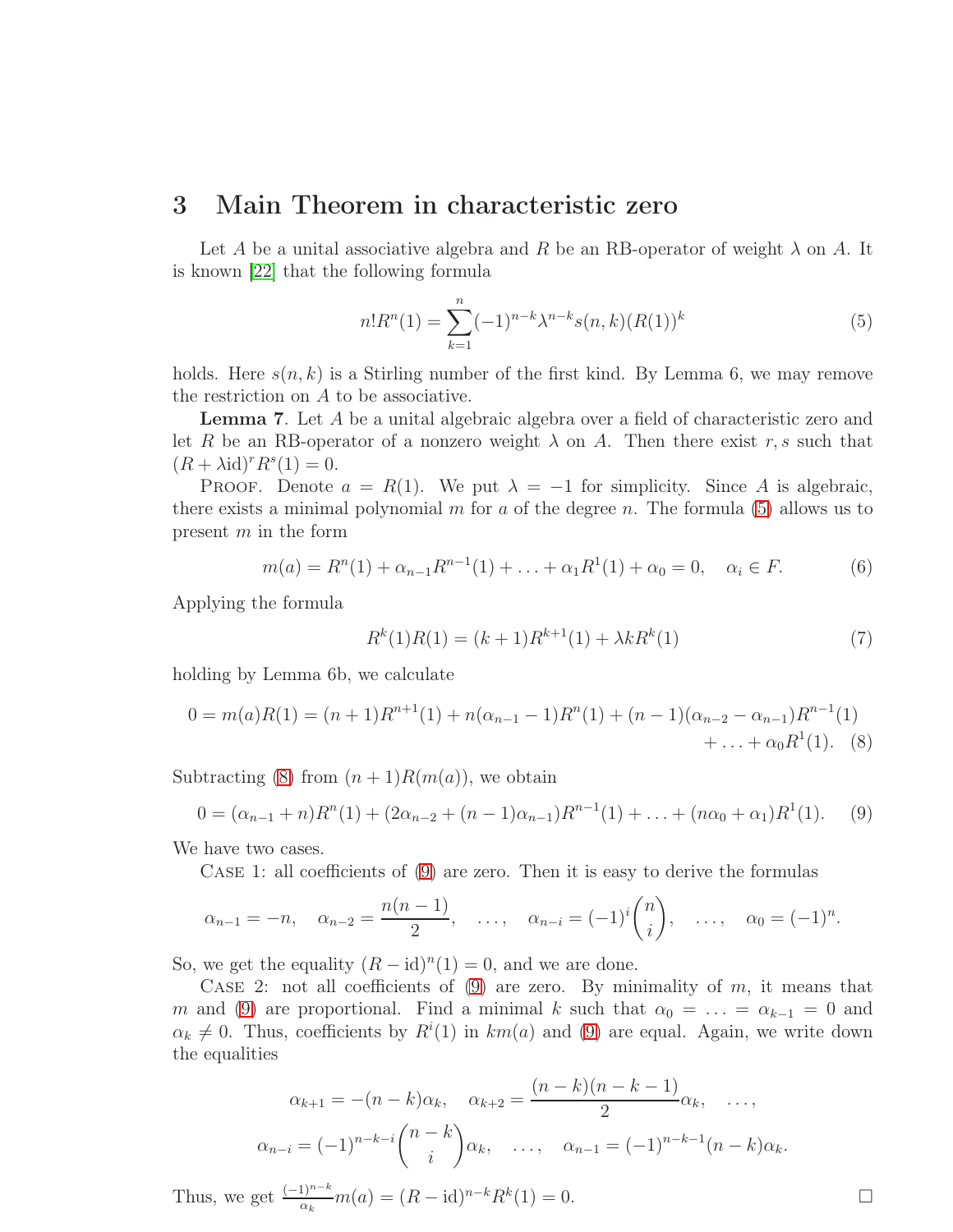## 3 Main Theorem in characteristic zero

Let $A$ be a unital associative algebra and $R$ be an RB-operator of weight $\lambda$ on $A$. It is known [22] that the following formula

$$n!R^n(1) = \sum_{k=1}^{n} (-1)^{n-k}\lambda^{n-k}s(n,k)(R(1))^k \tag{5}$$

holds. Here $s(n,k)$ is a Stirling number of the first kind. By Lemma 6, we may remove the restriction on $A$ to be associative.

**Lemma 7**. Let $A$ be a unital algebraic algebra over a field of characteristic zero and let $R$ be an RB-operator of a nonzero weight $\lambda$ on $A$. Then there exist $r,s$ such that $(R+\lambda\mathrm{id})^r R^s(1) = 0$.

Proof. Denote $a = R(1)$. We put $\lambda = -1$ for simplicity. Since $A$ is algebraic, there exists a minimal polynomial $m$ for $a$ of the degree $n$. The formula (5) allows us to present $m$ in the form

$$m(a) = R^n(1) + \alpha_{n-1}R^{n-1}(1) + \ldots + \alpha_1 R^1(1) + \alpha_0 = 0, \quad \alpha_i \in F. \tag{6}$$

Applying the formula

$$R^k(1)R(1) = (k+1)R^{k+1}(1) + \lambda k R^k(1) \tag{7}$$

holding by Lemma 6b, we calculate

$$0 = m(a)R(1) = (n+1)R^{n+1}(1) + n(\alpha_{n-1}-1)R^n(1) + (n-1)(\alpha_{n-2}-\alpha_{n-1})R^{n-1}(1) + \ldots + \alpha_0 R^1(1). \tag{8}$$

Subtracting (8) from $(n+1)R(m(a))$, we obtain

$$0 = (\alpha_{n-1}+n)R^n(1) + (2\alpha_{n-2}+(n-1)\alpha_{n-1})R^{n-1}(1) + \ldots + (n\alpha_0+\alpha_1)R^1(1). \tag{9}$$

We have two cases.

Case 1: all coefficients of (9) are zero. Then it is easy to derive the formulas

$$\alpha_{n-1} = -n, \quad \alpha_{n-2} = \frac{n(n-1)}{2}, \quad \ldots, \quad \alpha_{n-i} = (-1)^i\binom{n}{i}, \quad \ldots, \quad \alpha_0 = (-1)^n.$$

So, we get the equality $(R-\mathrm{id})^n(1) = 0$, and we are done.

Case 2: not all coefficients of (9) are zero. By minimality of $m$, it means that $m$ and (9) are proportional. Find a minimal $k$ such that $\alpha_0 = \ldots = \alpha_{k-1} = 0$ and $\alpha_k \neq 0$. Thus, coefficients by $R^i(1)$ in $km(a)$ and (9) are equal. Again, we write down the equalities

$$\alpha_{k+1} = -(n-k)\alpha_k, \quad \alpha_{k+2} = \frac{(n-k)(n-k-1)}{2}\alpha_k, \quad \ldots,$$
$$\alpha_{n-i} = (-1)^{n-k-i}\binom{n-k}{i}\alpha_k, \quad \ldots, \quad \alpha_{n-1} = (-1)^{n-k-1}(n-k)\alpha_k.$$

Thus, we get $\frac{(-1)^{n-k}}{\alpha_k}m(a) = (R-\mathrm{id})^{n-k}R^k(1) = 0$. $\square$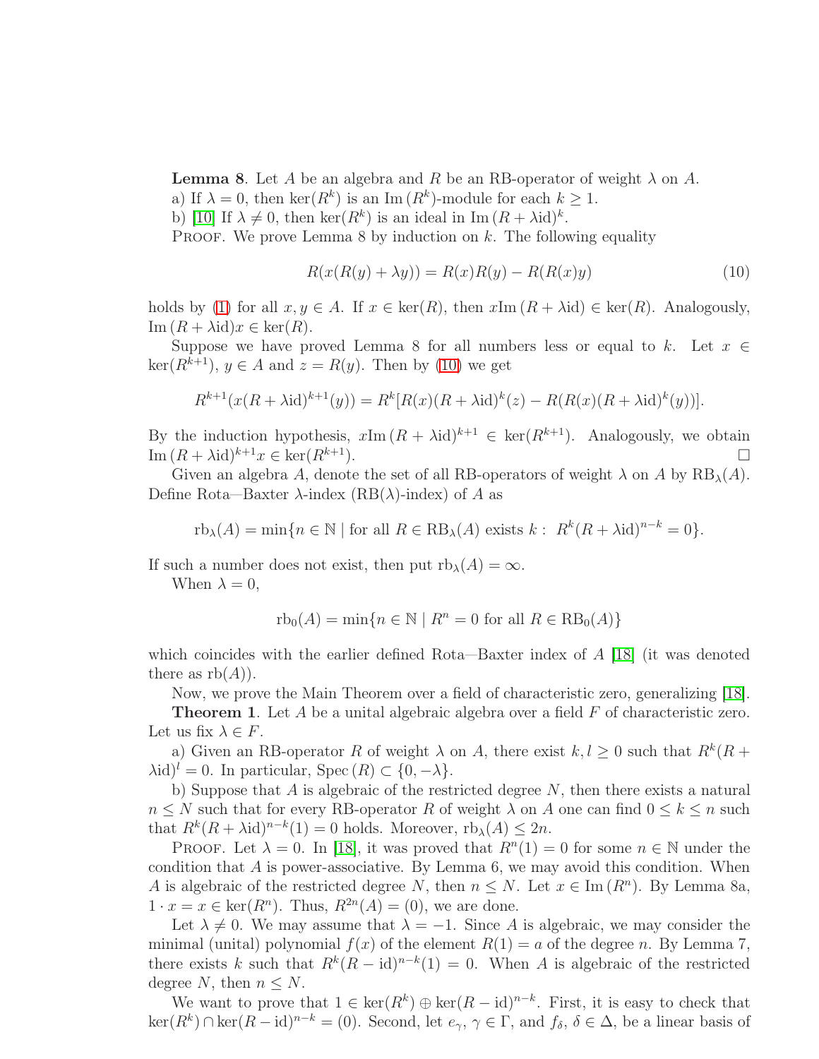**Lemma 8**. Let $A$ be an algebra and $R$ be an RB-operator of weight $\lambda$ on $A$.

a) If $\lambda = 0$, then $\ker(R^k)$ is an $\mathrm{Im}\,(R^k)$-module for each $k \geq 1$.

b) [10] If $\lambda \neq 0$, then $\ker(R^k)$ is an ideal in $\mathrm{Im}\,(R + \lambda\mathrm{id})^k$.

Proof. We prove Lemma 8 by induction on $k$. The following equality

$$R(x(R(y) + \lambda y)) = R(x)R(y) - R(R(x)y) \tag{10}$$

holds by (1) for all $x, y \in A$. If $x \in \ker(R)$, then $x\mathrm{Im}\,(R + \lambda\mathrm{id}) \in \ker(R)$. Analogously, $\mathrm{Im}\,(R + \lambda\mathrm{id})x \in \ker(R)$.

Suppose we have proved Lemma 8 for all numbers less or equal to $k$. Let $x \in \ker(R^{k+1})$, $y \in A$ and $z = R(y)$. Then by (10) we get

$$R^{k+1}(x(R + \lambda\mathrm{id})^{k+1}(y)) = R^k[R(x)(R + \lambda\mathrm{id})^k(z) - R(R(x)(R + \lambda\mathrm{id})^k(y))].$$

By the induction hypothesis, $x\mathrm{Im}\,(R + \lambda\mathrm{id})^{k+1} \in \ker(R^{k+1})$. Analogously, we obtain $\mathrm{Im}\,(R + \lambda\mathrm{id})^{k+1}x \in \ker(R^{k+1})$. $\square$

Given an algebra $A$, denote the set of all RB-operators of weight $\lambda$ on $A$ by $\mathrm{RB}_\lambda(A)$. Define Rota—Baxter $\lambda$-index (RB($\lambda$)-index) of $A$ as

$$\mathrm{rb}_\lambda(A) = \min\{n \in \mathbb{N} \mid \text{for all } R \in \mathrm{RB}_\lambda(A) \text{ exists } k: \ R^k(R + \lambda\mathrm{id})^{n-k} = 0\}.$$

If such a number does not exist, then put $\mathrm{rb}_\lambda(A) = \infty$.

When $\lambda = 0$,

$$\mathrm{rb}_0(A) = \min\{n \in \mathbb{N} \mid R^n = 0 \text{ for all } R \in \mathrm{RB}_0(A)\}$$

which coincides with the earlier defined Rota—Baxter index of $A$ [18] (it was denoted there as $\mathrm{rb}(A)$).

Now, we prove the Main Theorem over a field of characteristic zero, generalizing [18].

**Theorem 1**. Let $A$ be a unital algebraic algebra over a field $F$ of characteristic zero. Let us fix $\lambda \in F$.

a) Given an RB-operator $R$ of weight $\lambda$ on $A$, there exist $k, l \geq 0$ such that $R^k(R + \lambda\mathrm{id})^l = 0$. In particular, $\mathrm{Spec}\,(R) \subset \{0, -\lambda\}$.

b) Suppose that $A$ is algebraic of the restricted degree $N$, then there exists a natural $n \leq N$ such that for every RB-operator $R$ of weight $\lambda$ on $A$ one can find $0 \leq k \leq n$ such that $R^k(R + \lambda\mathrm{id})^{n-k}(1) = 0$ holds. Moreover, $\mathrm{rb}_\lambda(A) \leq 2n$.

Proof. Let $\lambda = 0$. In [18], it was proved that $R^n(1) = 0$ for some $n \in \mathbb{N}$ under the condition that $A$ is power-associative. By Lemma 6, we may avoid this condition. When $A$ is algebraic of the restricted degree $N$, then $n \leq N$. Let $x \in \mathrm{Im}\,(R^n)$. By Lemma 8a, $1 \cdot x = x \in \ker(R^n)$. Thus, $R^{2n}(A) = (0)$, we are done.

Let $\lambda \neq 0$. We may assume that $\lambda = -1$. Since $A$ is algebraic, we may consider the minimal (unital) polynomial $f(x)$ of the element $R(1) = a$ of the degree $n$. By Lemma 7, there exists $k$ such that $R^k(R - \mathrm{id})^{n-k}(1) = 0$. When $A$ is algebraic of the restricted degree $N$, then $n \leq N$.

We want to prove that $1 \in \ker(R^k) \oplus \ker(R - \mathrm{id})^{n-k}$. First, it is easy to check that $\ker(R^k) \cap \ker(R - \mathrm{id})^{n-k} = (0)$. Second, let $e_\gamma$, $\gamma \in \Gamma$, and $f_\delta$, $\delta \in \Delta$, be a linear basis of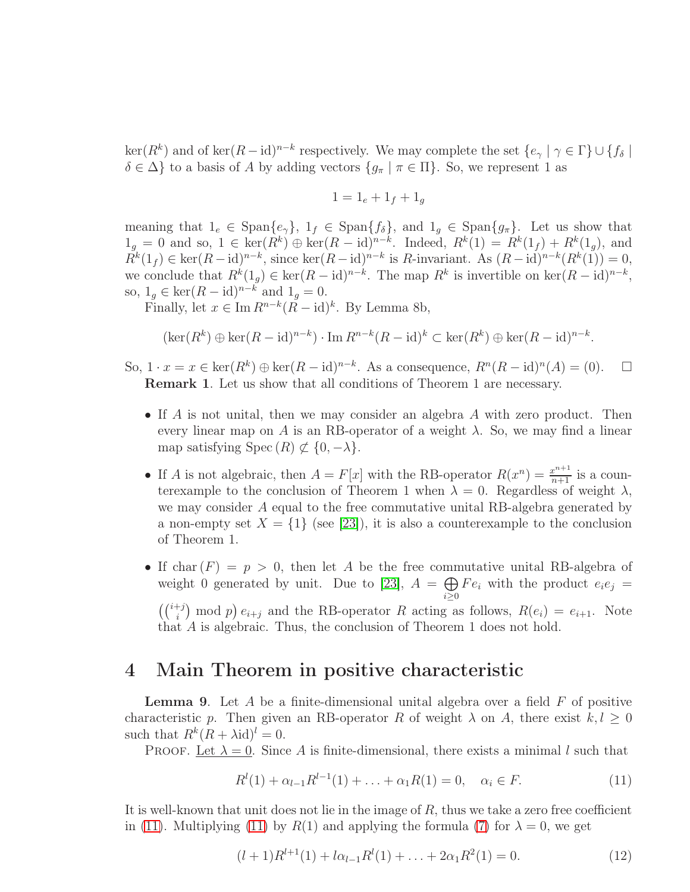$\ker(R^k)$ and of $\ker(R-\mathrm{id})^{n-k}$ respectively. We may complete the set $\{e_\gamma \mid \gamma\in\Gamma\}\cup\{f_\delta \mid \delta\in\Delta\}$ to a basis of $A$ by adding vectors $\{g_\pi \mid \pi\in\Pi\}$. So, we represent 1 as

$$1 = 1_e + 1_f + 1_g$$

meaning that $1_e \in \mathrm{Span}\{e_\gamma\}$, $1_f \in \mathrm{Span}\{f_\delta\}$, and $1_g \in \mathrm{Span}\{g_\pi\}$. Let us show that $1_g = 0$ and so, $1 \in \ker(R^k)\oplus\ker(R-\mathrm{id})^{n-k}$. Indeed, $R^k(1) = R^k(1_f)+R^k(1_g)$, and $R^k(1_f)\in\ker(R-\mathrm{id})^{n-k}$, since $\ker(R-\mathrm{id})^{n-k}$ is $R$-invariant. As $(R-\mathrm{id})^{n-k}(R^k(1)) = 0$, we conclude that $R^k(1_g)\in\ker(R-\mathrm{id})^{n-k}$. The map $R^k$ is invertible on $\ker(R-\mathrm{id})^{n-k}$, so, $1_g\in\ker(R-\mathrm{id})^{n-k}$ and $1_g = 0$.

Finally, let $x\in \operatorname{Im} R^{n-k}(R-\mathrm{id})^k$. By Lemma 8b,

$$(\ker(R^k)\oplus\ker(R-\mathrm{id})^{n-k})\cdot \operatorname{Im} R^{n-k}(R-\mathrm{id})^k \subset \ker(R^k)\oplus\ker(R-\mathrm{id})^{n-k}.$$

So, $1\cdot x = x\in\ker(R^k)\oplus\ker(R-\mathrm{id})^{n-k}$. As a consequence, $R^n(R-\mathrm{id})^n(A) = (0)$. $\square$

**Remark 1**. Let us show that all conditions of Theorem 1 are necessary.

- If $A$ is not unital, then we may consider an algebra $A$ with zero product. Then every linear map on $A$ is an RB-operator of a weight $\lambda$. So, we may find a linear map satisfying $\mathrm{Spec}\,(R)\not\subset\{0,-\lambda\}$.
- If $A$ is not algebraic, then $A = F[x]$ with the RB-operator $R(x^n) = \frac{x^{n+1}}{n+1}$ is a counterexample to the conclusion of Theorem 1 when $\lambda = 0$. Regardless of weight $\lambda$, we may consider $A$ equal to the free commutative unital RB-algebra generated by a non-empty set $X = \{1\}$ (see [23]), it is also a counterexample to the conclusion of Theorem 1.
- If $\mathrm{char}\,(F) = p > 0$, then let $A$ be the free commutative unital RB-algebra of weight 0 generated by unit. Due to [23], $A = \bigoplus\limits_{i\geq 0} Fe_i$ with the product $e_ie_j = \left(\binom{i+j}{i} \bmod p\right)e_{i+j}$ and the RB-operator $R$ acting as follows, $R(e_i) = e_{i+1}$. Note that $A$ is algebraic. Thus, the conclusion of Theorem 1 does not hold.

## 4 Main Theorem in positive characteristic

**Lemma 9**. Let $A$ be a finite-dimensional unital algebra over a field $F$ of positive characteristic $p$. Then given an RB-operator $R$ of weight $\lambda$ on $A$, there exist $k,l\geq 0$ such that $R^k(R+\lambda\mathrm{id})^l = 0$.

Proof. Let $\lambda = 0$. Since $A$ is finite-dimensional, there exists a minimal $l$ such that

$$R^l(1)+\alpha_{l-1}R^{l-1}(1)+\ldots+\alpha_1R(1) = 0,\quad \alpha_i\in F. \tag{11}$$

It is well-known that unit does not lie in the image of $R$, thus we take a zero free coefficient in (11). Multiplying (11) by $R(1)$ and applying the formula (7) for $\lambda = 0$, we get

$$(l+1)R^{l+1}(1)+l\alpha_{l-1}R^l(1)+\ldots+2\alpha_1R^2(1) = 0. \tag{12}$$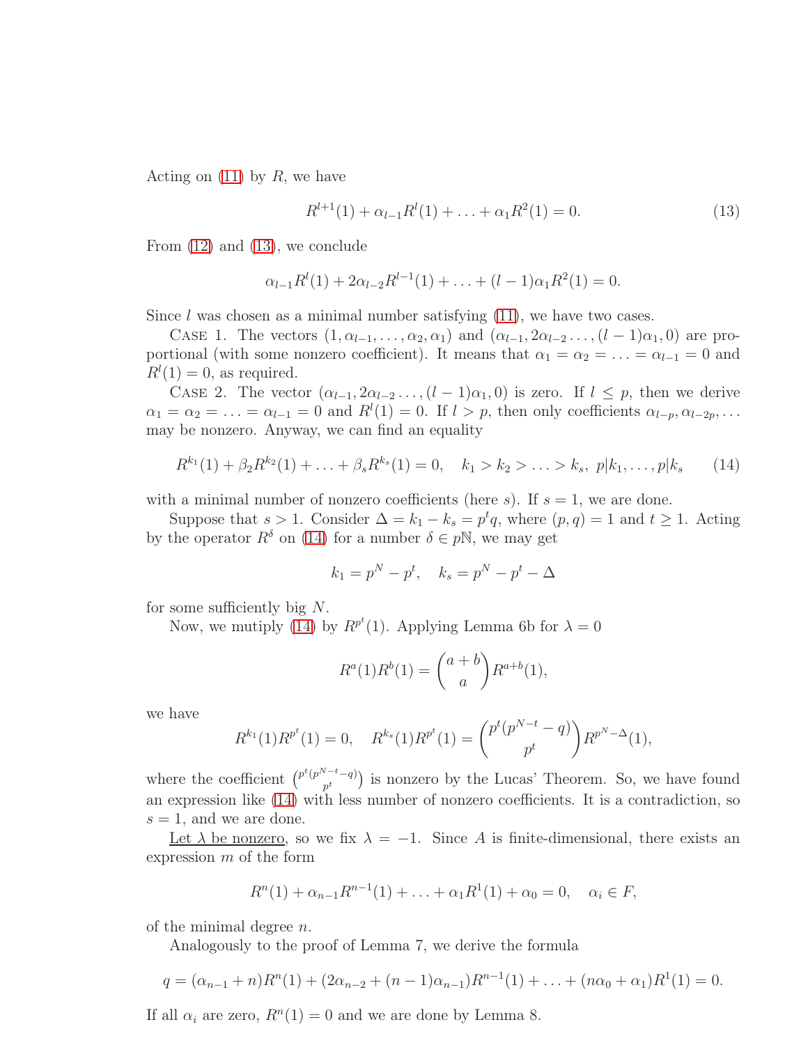Acting on (11) by $R$, we have

$$R^{l+1}(1) + \alpha_{l-1}R^l(1) + \ldots + \alpha_1 R^2(1) = 0. \tag{13}$$

From (12) and (13), we conclude

$$\alpha_{l-1}R^l(1) + 2\alpha_{l-2}R^{l-1}(1) + \ldots + (l-1)\alpha_1 R^2(1) = 0.$$

Since $l$ was chosen as a minimal number satisfying (11), we have two cases.

Case 1. The vectors $(1, \alpha_{l-1}, \ldots, \alpha_2, \alpha_1)$ and $(\alpha_{l-1}, 2\alpha_{l-2} \ldots, (l-1)\alpha_1, 0)$ are proportional (with some nonzero coefficient). It means that $\alpha_1 = \alpha_2 = \ldots = \alpha_{l-1} = 0$ and $R^l(1) = 0$, as required.

Case 2. The vector $(\alpha_{l-1}, 2\alpha_{l-2} \ldots, (l-1)\alpha_1, 0)$ is zero. If $l \leq p$, then we derive $\alpha_1 = \alpha_2 = \ldots = \alpha_{l-1} = 0$ and $R^l(1) = 0$. If $l > p$, then only coefficients $\alpha_{l-p}, \alpha_{l-2p}, \ldots$ may be nonzero. Anyway, we can find an equality

$$R^{k_1}(1) + \beta_2 R^{k_2}(1) + \ldots + \beta_s R^{k_s}(1) = 0, \quad k_1 > k_2 > \ldots > k_s,\ p|k_1, \ldots, p|k_s \tag{14}$$

with a minimal number of nonzero coefficients (here $s$). If $s = 1$, we are done.

Suppose that $s > 1$. Consider $\Delta = k_1 - k_s = p^t q$, where $(p, q) = 1$ and $t \geq 1$. Acting by the operator $R^\delta$ on (14) for a number $\delta \in p\mathbb{N}$, we may get

$$k_1 = p^N - p^t, \quad k_s = p^N - p^t - \Delta$$

for some sufficiently big $N$.

Now, we mutiply (14) by $R^{p^t}(1)$. Applying Lemma 6b for $\lambda = 0$

$$R^a(1)R^b(1) = \binom{a+b}{a} R^{a+b}(1),$$

we have

$$R^{k_1}(1)R^{p^t}(1) = 0, \quad R^{k_s}(1)R^{p^t}(1) = \binom{p^t(p^{N-t} - q)}{p^t} R^{p^N - \Delta}(1),$$

where the coefficient $\binom{p^t(p^{N-t}-q)}{p^t}$ is nonzero by the Lucas' Theorem. So, we have found an expression like (14) with less number of nonzero coefficients. It is a contradiction, so $s = 1$, and we are done.

Let $\lambda$ be nonzero, so we fix $\lambda = -1$. Since $A$ is finite-dimensional, there exists an expression $m$ of the form

$$R^n(1) + \alpha_{n-1}R^{n-1}(1) + \ldots + \alpha_1 R^1(1) + \alpha_0 = 0, \quad \alpha_i \in F,$$

of the minimal degree $n$.

Analogously to the proof of Lemma 7, we derive the formula

$$q = (\alpha_{n-1} + n)R^n(1) + (2\alpha_{n-2} + (n-1)\alpha_{n-1})R^{n-1}(1) + \ldots + (n\alpha_0 + \alpha_1)R^1(1) = 0.$$

If all $\alpha_i$ are zero, $R^n(1) = 0$ and we are done by Lemma 8.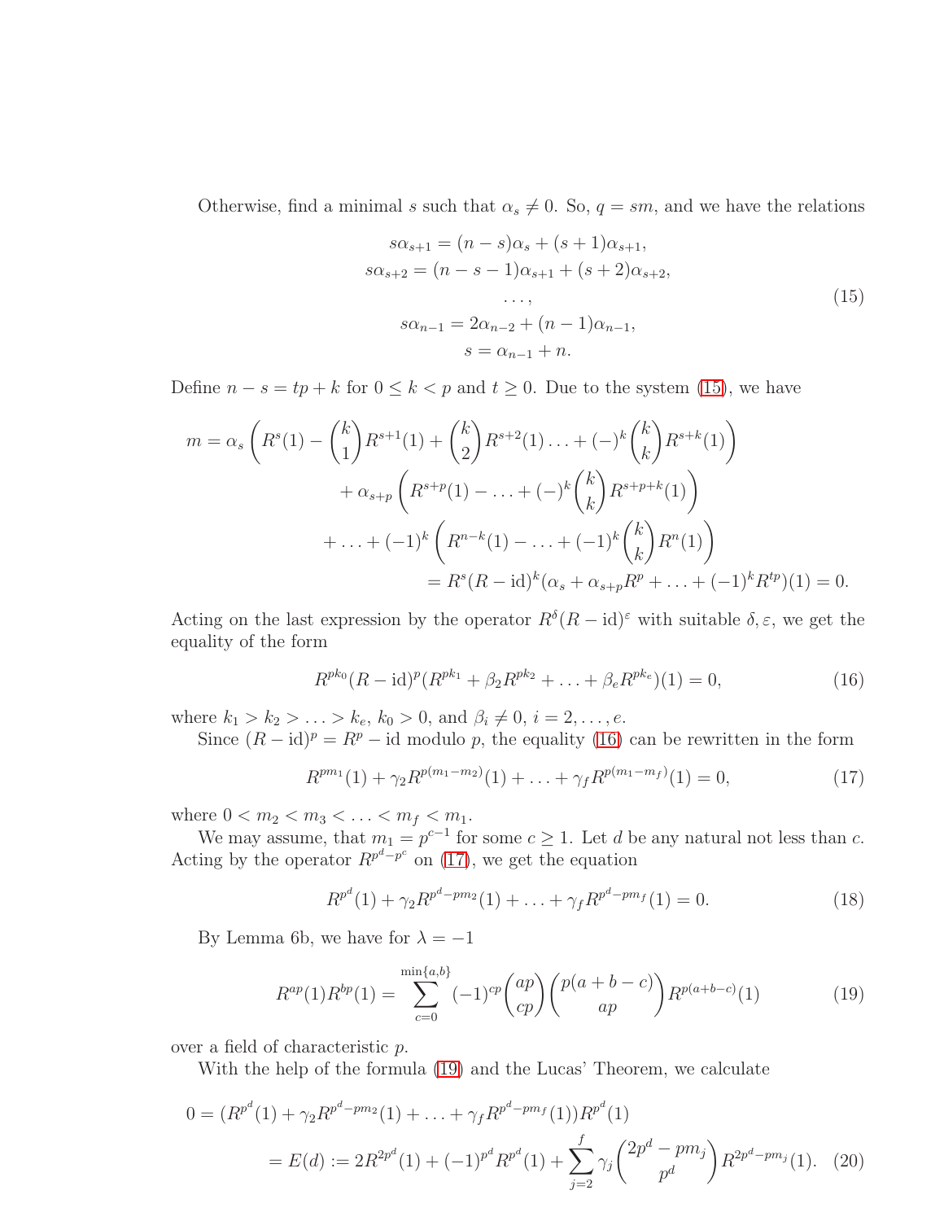Otherwise, find a minimal $s$ such that $\alpha_s \neq 0$. So, $q = sm$, and we have the relations

$$
\begin{gathered}
s\alpha_{s+1} = (n-s)\alpha_s + (s+1)\alpha_{s+1}, \\
s\alpha_{s+2} = (n-s-1)\alpha_{s+1} + (s+2)\alpha_{s+2}, \\
\dots, \\
s\alpha_{n-1} = 2\alpha_{n-2} + (n-1)\alpha_{n-1}, \\
s = \alpha_{n-1} + n.
\end{gathered}
\tag{15}
$$

Define $n - s = tp + k$ for $0 \leq k < p$ and $t \geq 0$. Due to the system (15), we have

$$
\begin{aligned}
m = \alpha_s \Bigg( R^s(1) - \binom{k}{1} R^{s+1}(1) + \binom{k}{2} R^{s+2}(1) \ldots + (-)^k \binom{k}{k} R^{s+k}(1) \Bigg) \\
+ \alpha_{s+p} \Bigg( R^{s+p}(1) - \ldots + (-)^k \binom{k}{k} R^{s+p+k}(1) \Bigg) \\
+ \ldots + (-1)^k \Bigg( R^{n-k}(1) - \ldots + (-1)^k \binom{k}{k} R^n(1) \Bigg) \\
= R^s(R - \mathrm{id})^k (\alpha_s + \alpha_{s+p} R^p + \ldots + (-1)^k R^{tp})(1) = 0.
\end{aligned}
$$

Acting on the last expression by the operator $R^\delta (R-\mathrm{id})^\varepsilon$ with suitable $\delta, \varepsilon$, we get the equality of the form

$$
R^{pk_0}(R-\mathrm{id})^p (R^{pk_1} + \beta_2 R^{pk_2} + \ldots + \beta_e R^{pk_e})(1) = 0, \tag{16}
$$

where $k_1 > k_2 > \ldots > k_e$, $k_0 > 0$, and $\beta_i \neq 0$, $i = 2, \ldots, e$.

Since $(R-\mathrm{id})^p = R^p - \mathrm{id}$ modulo $p$, the equality (16) can be rewritten in the form

$$
R^{pm_1}(1) + \gamma_2 R^{p(m_1 - m_2)}(1) + \ldots + \gamma_f R^{p(m_1 - m_f)}(1) = 0, \tag{17}
$$

where $0 < m_2 < m_3 < \ldots < m_f < m_1$.

We may assume, that $m_1 = p^{c-1}$ for some $c \geq 1$. Let $d$ be any natural not less than $c$. Acting by the operator $R^{p^d - p^c}$ on (17), we get the equation

$$
R^{p^d}(1) + \gamma_2 R^{p^d - pm_2}(1) + \ldots + \gamma_f R^{p^d - pm_f}(1) = 0. \tag{18}
$$

By Lemma 6b, we have for $\lambda = -1$

$$
R^{ap}(1) R^{bp}(1) = \sum_{c=0}^{\min\{a,b\}} (-1)^{cp} \binom{ap}{cp} \binom{p(a+b-c)}{ap} R^{p(a+b-c)}(1) \tag{19}
$$

over a field of characteristic $p$.

With the help of the formula (19) and the Lucas' Theorem, we calculate

$$
\begin{aligned}
0 &= (R^{p^d}(1) + \gamma_2 R^{p^d - pm_2}(1) + \ldots + \gamma_f R^{p^d - pm_f}(1)) R^{p^d}(1) \\
&= E(d) := 2R^{2p^d}(1) + (-1)^{p^d} R^{p^d}(1) + \sum_{j=2}^{f} \gamma_j \binom{2p^d - pm_j}{p^d} R^{2p^d - pm_j}(1).
\end{aligned}
\tag{20}
$$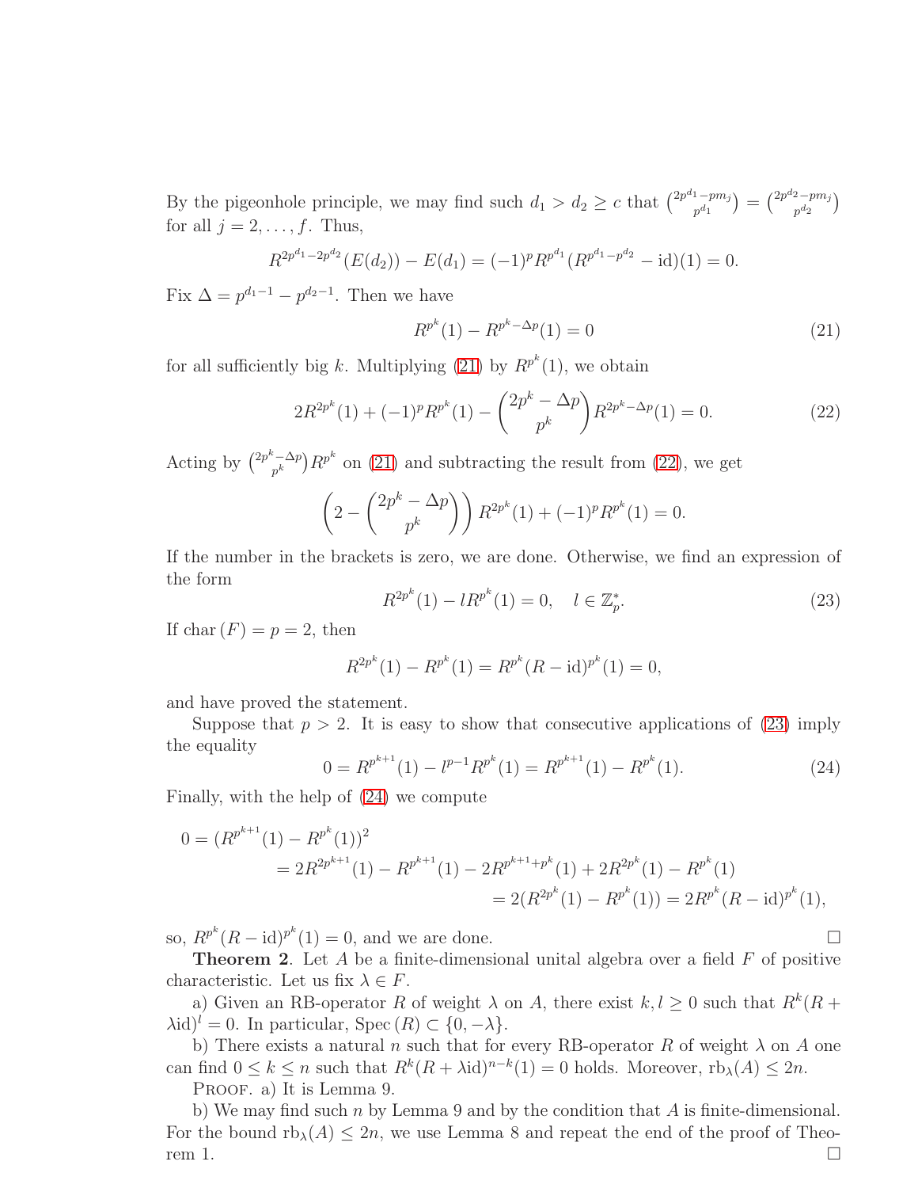By the pigeonhole principle, we may find such $d_1 > d_2 \geq c$ that $\binom{2p^{d_1}-pm_j}{p^{d_1}} = \binom{2p^{d_2}-pm_j}{p^{d_2}}$ for all $j = 2,\dots,f$. Thus,

$$R^{2p^{d_1}-2p^{d_2}}(E(d_2)) - E(d_1) = (-1)^p R^{p^{d_1}}(R^{p^{d_1}-p^{d_2}} - \mathrm{id})(1) = 0.$$

Fix $\Delta = p^{d_1-1} - p^{d_2-1}$. Then we have

$$R^{p^k}(1) - R^{p^k-\Delta p}(1) = 0 \tag{21}$$

for all sufficiently big $k$. Multiplying (21) by $R^{p^k}(1)$, we obtain

$$2R^{2p^k}(1) + (-1)^p R^{p^k}(1) - \binom{2p^k - \Delta p}{p^k} R^{2p^k-\Delta p}(1) = 0. \tag{22}$$

Acting by $\binom{2p^k-\Delta p}{p^k} R^{p^k}$ on (21) and subtracting the result from (22), we get

$$\left(2 - \binom{2p^k - \Delta p}{p^k}\right) R^{2p^k}(1) + (-1)^p R^{p^k}(1) = 0.$$

If the number in the brackets is zero, we are done. Otherwise, we find an expression of the form

$$R^{2p^k}(1) - lR^{p^k}(1) = 0, \quad l \in \mathbb{Z}_p^*. \tag{23}$$

If $\mathrm{char}\,(F) = p = 2$, then

$$R^{2p^k}(1) - R^{p^k}(1) = R^{p^k}(R - \mathrm{id})^{p^k}(1) = 0,$$

and have proved the statement.

Suppose that $p > 2$. It is easy to show that consecutive applications of (23) imply the equality

$$0 = R^{p^{k+1}}(1) - l^{p-1}R^{p^k}(1) = R^{p^{k+1}}(1) - R^{p^k}(1). \tag{24}$$

Finally, with the help of (24) we compute

$$\begin{aligned}
0 = (R^{p^{k+1}}(1) - R^{p^k}(1))^2 \\
&= 2R^{2p^{k+1}}(1) - R^{p^{k+1}}(1) - 2R^{p^{k+1}+p^k}(1) + 2R^{2p^k}(1) - R^{p^k}(1) \\
&= 2(R^{2p^k}(1) - R^{p^k}(1)) = 2R^{p^k}(R - \mathrm{id})^{p^k}(1),
\end{aligned}$$

so, $R^{p^k}(R - \mathrm{id})^{p^k}(1) = 0$, and we are done. $\square$

**Theorem 2**. Let $A$ be a finite-dimensional unital algebra over a field $F$ of positive characteristic. Let us fix $\lambda \in F$.

a) Given an RB-operator $R$ of weight $\lambda$ on $A$, there exist $k, l \geq 0$ such that $R^k(R + \lambda\mathrm{id})^l = 0$. In particular, $\mathrm{Spec}\,(R) \subset \{0, -\lambda\}$.

b) There exists a natural $n$ such that for every RB-operator $R$ of weight $\lambda$ on $A$ one can find $0 \leq k \leq n$ such that $R^k(R + \lambda\mathrm{id})^{n-k}(1) = 0$ holds. Moreover, $\mathrm{rb}_\lambda(A) \leq 2n$.

Proof. a) It is Lemma 9.

b) We may find such $n$ by Lemma 9 and by the condition that $A$ is finite-dimensional. For the bound $\mathrm{rb}_\lambda(A) \leq 2n$, we use Lemma 8 and repeat the end of the proof of Theorem 1. $\square$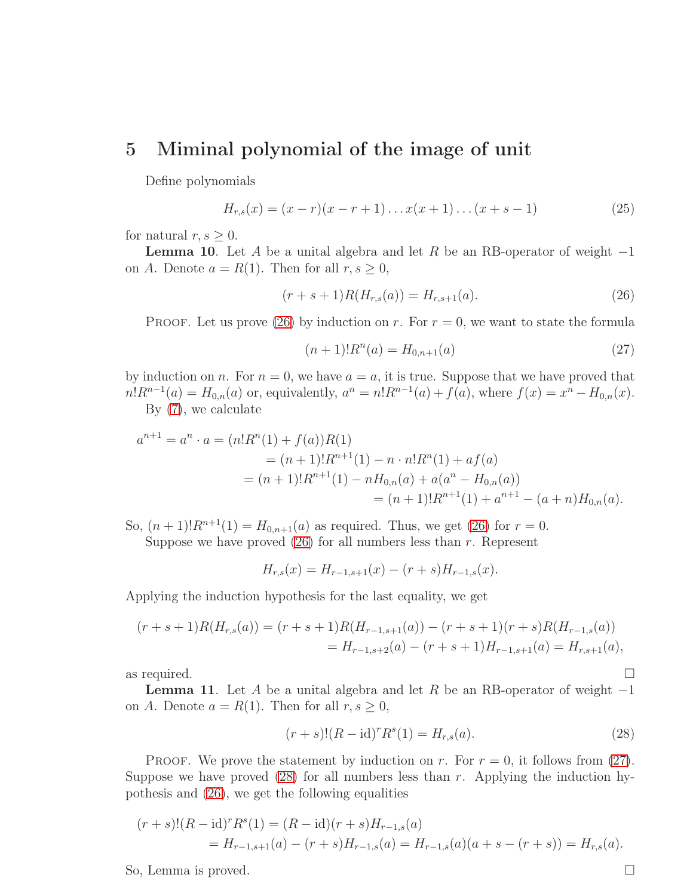## 5 Miminal polynomial of the image of unit

Define polynomials

$$H_{r,s}(x) = (x-r)(x-r+1)\dots x(x+1)\dots(x+s-1) \tag{25}$$

for natural $r, s \geq 0$.

**Lemma 10**. Let $A$ be a unital algebra and let $R$ be an RB-operator of weight $-1$ on $A$. Denote $a = R(1)$. Then for all $r, s \geq 0$,

$$(r+s+1)R(H_{r,s}(a)) = H_{r,s+1}(a). \tag{26}$$

Proof. Let us prove (26) by induction on $r$. For $r = 0$, we want to state the formula

$$(n+1)!R^n(a) = H_{0,n+1}(a) \tag{27}$$

by induction on $n$. For $n = 0$, we have $a = a$, it is true. Suppose that we have proved that $n!R^{n-1}(a) = H_{0,n}(a)$ or, equivalently, $a^n = n!R^{n-1}(a) + f(a)$, where $f(x) = x^n - H_{0,n}(x)$.

By (7), we calculate

$$\begin{aligned}
a^{n+1} = a^n \cdot a = (n!R^n(1) + f(a))R(1) \\
= (n+1)!R^{n+1}(1) - n \cdot n!R^n(1) + af(a) \\
= (n+1)!R^{n+1}(1) - nH_{0,n}(a) + a(a^n - H_{0,n}(a)) \\
= (n+1)!R^{n+1}(1) + a^{n+1} - (a+n)H_{0,n}(a).
\end{aligned}$$

So, $(n+1)!R^{n+1}(1) = H_{0,n+1}(a)$ as required. Thus, we get (26) for $r = 0$.

Suppose we have proved (26) for all numbers less than $r$. Represent

$$H_{r,s}(x) = H_{r-1,s+1}(x) - (r+s)H_{r-1,s}(x).$$

Applying the induction hypothesis for the last equality, we get

$$\begin{aligned}
(r+s+1)R(H_{r,s}(a)) &= (r+s+1)R(H_{r-1,s+1}(a)) - (r+s+1)(r+s)R(H_{r-1,s}(a)) \\
&= H_{r-1,s+2}(a) - (r+s+1)H_{r-1,s+1}(a) = H_{r,s+1}(a),
\end{aligned}$$

as required. □

**Lemma 11**. Let $A$ be a unital algebra and let $R$ be an RB-operator of weight $-1$ on $A$. Denote $a = R(1)$. Then for all $r, s \geq 0$,

$$(r+s)!(R - \mathrm{id})^r R^s(1) = H_{r,s}(a). \tag{28}$$

Proof. We prove the statement by induction on $r$. For $r = 0$, it follows from (27). Suppose we have proved (28) for all numbers less than $r$. Applying the induction hypothesis and (26), we get the following equalities

$$\begin{aligned}
(r+s)!(R - \mathrm{id})^r R^s(1) &= (R - \mathrm{id})(r+s)H_{r-1,s}(a) \\
&= H_{r-1,s+1}(a) - (r+s)H_{r-1,s}(a) = H_{r-1,s}(a)(a+s-(r+s)) = H_{r,s}(a).
\end{aligned}$$

So, Lemma is proved. □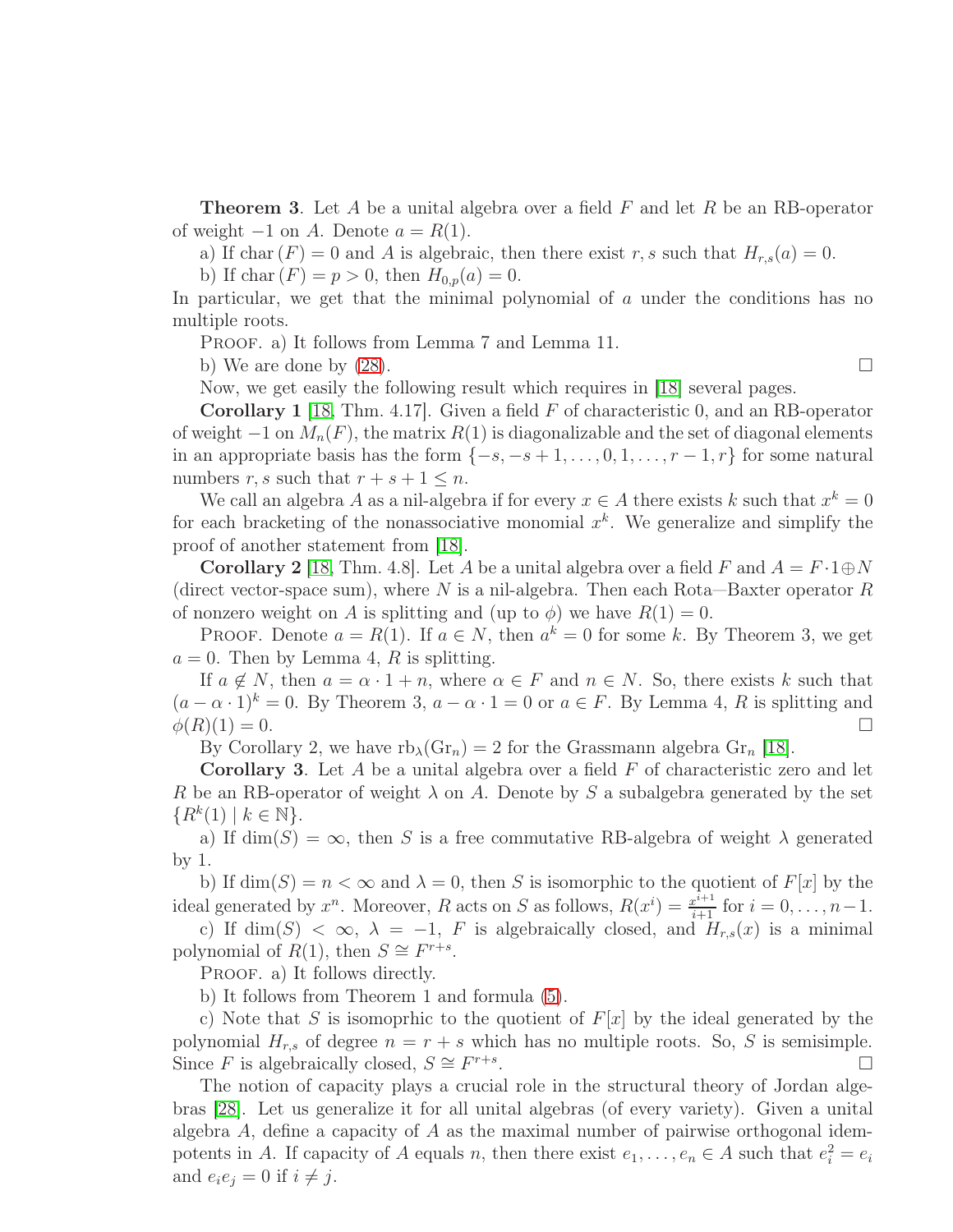**Theorem 3**. Let $A$ be a unital algebra over a field $F$ and let $R$ be an RB-operator of weight $-1$ on $A$. Denote $a = R(1)$.

a) If $\mathrm{char}\,(F) = 0$ and $A$ is algebraic, then there exist $r, s$ such that $H_{r,s}(a) = 0$.

b) If $\mathrm{char}\,(F) = p > 0$, then $H_{0,p}(a) = 0$.

In particular, we get that the minimal polynomial of $a$ under the conditions has no multiple roots.

Proof. a) It follows from Lemma 7 and Lemma 11.

b) We are done by (28). $\square$

Now, we get easily the following result which requires in [18] several pages.

**Corollary 1** [18, Thm. 4.17]. Given a field $F$ of characteristic 0, and an RB-operator of weight $-1$ on $M_n(F)$, the matrix $R(1)$ is diagonalizable and the set of diagonal elements in an appropriate basis has the form $\{-s, -s+1, \ldots, 0, 1, \ldots, r-1, r\}$ for some natural numbers $r, s$ such that $r + s + 1 \leq n$.

We call an algebra $A$ as a nil-algebra if for every $x \in A$ there exists $k$ such that $x^k = 0$ for each bracketing of the nonassociative monomial $x^k$. We generalize and simplify the proof of another statement from [18].

**Corollary 2** [18, Thm. 4.8]. Let $A$ be a unital algebra over a field $F$ and $A = F \cdot 1 \oplus N$ (direct vector-space sum), where $N$ is a nil-algebra. Then each Rota—Baxter operator $R$ of nonzero weight on $A$ is splitting and (up to $\phi$) we have $R(1) = 0$.

Proof. Denote $a = R(1)$. If $a \in N$, then $a^k = 0$ for some $k$. By Theorem 3, we get $a = 0$. Then by Lemma 4, $R$ is splitting.

If $a \notin N$, then $a = \alpha \cdot 1 + n$, where $\alpha \in F$ and $n \in N$. So, there exists $k$ such that $(a - \alpha \cdot 1)^k = 0$. By Theorem 3, $a - \alpha \cdot 1 = 0$ or $a \in F$. By Lemma 4, $R$ is splitting and $\phi(R)(1) = 0$. $\square$

By Corollary 2, we have $\mathrm{rb}_\lambda(\mathrm{Gr}_n) = 2$ for the Grassmann algebra $\mathrm{Gr}_n$ [18].

**Corollary 3**. Let $A$ be a unital algebra over a field $F$ of characteristic zero and let $R$ be an RB-operator of weight $\lambda$ on $A$. Denote by $S$ a subalgebra generated by the set $\{R^k(1) \mid k \in \mathbb{N}\}$.

a) If $\dim(S) = \infty$, then $S$ is a free commutative RB-algebra of weight $\lambda$ generated by 1.

b) If $\dim(S) = n < \infty$ and $\lambda = 0$, then $S$ is isomorphic to the quotient of $F[x]$ by the ideal generated by $x^n$. Moreover, $R$ acts on $S$ as follows, $R(x^i) = \frac{x^{i+1}}{i+1}$ for $i = 0, \ldots, n-1$.

c) If $\dim(S) < \infty$, $\lambda = -1$, $F$ is algebraically closed, and $H_{r,s}(x)$ is a minimal polynomial of $R(1)$, then $S \cong F^{r+s}$.

Proof. a) It follows directly.

b) It follows from Theorem 1 and formula (5).

c) Note that $S$ is isomoprhic to the quotient of $F[x]$ by the ideal generated by the polynomial $H_{r,s}$ of degree $n = r + s$ which has no multiple roots. So, $S$ is semisimple. Since $F$ is algebraically closed, $S \cong F^{r+s}$. $\square$

The notion of capacity plays a crucial role in the structural theory of Jordan algebras [28]. Let us generalize it for all unital algebras (of every variety). Given a unital algebra $A$, define a capacity of $A$ as the maximal number of pairwise orthogonal idempotents in $A$. If capacity of $A$ equals $n$, then there exist $e_1, \ldots, e_n \in A$ such that $e_i^2 = e_i$ and $e_i e_j = 0$ if $i \neq j$.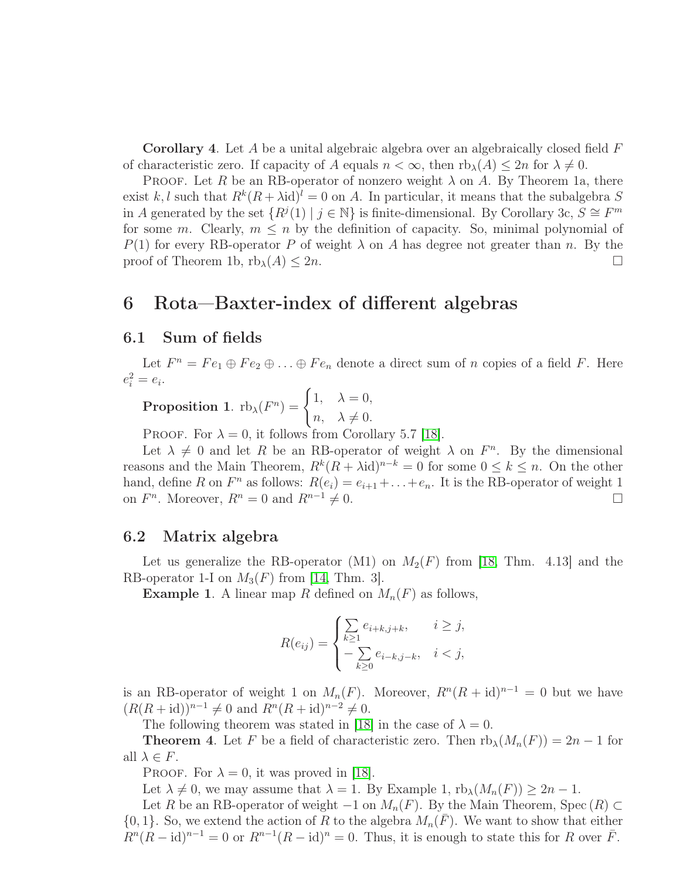**Corollary 4**. Let $A$ be a unital algebraic algebra over an algebraically closed field $F$ of characteristic zero. If capacity of $A$ equals $n < \infty$, then $\mathrm{rb}_\lambda(A) \leq 2n$ for $\lambda \neq 0$.

Proof. Let $R$ be an RB-operator of nonzero weight $\lambda$ on $A$. By Theorem 1a, there exist $k, l$ such that $R^k(R + \lambda\mathrm{id})^l = 0$ on $A$. In particular, it means that the subalgebra $S$ in $A$ generated by the set $\{R^j(1) \mid j \in \mathbb{N}\}$ is finite-dimensional. By Corollary 3c, $S \cong F^m$ for some $m$. Clearly, $m \leq n$ by the definition of capacity. So, minimal polynomial of $P(1)$ for every RB-operator $P$ of weight $\lambda$ on $A$ has degree not greater than $n$. By the proof of Theorem 1b, $\mathrm{rb}_\lambda(A) \leq 2n$. □

# 6 Rota—Baxter-index of different algebras

## 6.1 Sum of fields

Let $F^n = Fe_1 \oplus Fe_2 \oplus \ldots \oplus Fe_n$ denote a direct sum of $n$ copies of a field $F$. Here $e_i^2 = e_i$.

**Proposition 1**. $\mathrm{rb}_\lambda(F^n) = \begin{cases} 1, & \lambda = 0, \\ n, & \lambda \neq 0. \end{cases}$

Proof. For $\lambda = 0$, it follows from Corollary 5.7 [18].

Let $\lambda \neq 0$ and let $R$ be an RB-operator of weight $\lambda$ on $F^n$. By the dimensional reasons and the Main Theorem, $R^k(R + \lambda\mathrm{id})^{n-k} = 0$ for some $0 \leq k \leq n$. On the other hand, define $R$ on $F^n$ as follows: $R(e_i) = e_{i+1} + \ldots + e_n$. It is the RB-operator of weight 1 on $F^n$. Moreover, $R^n = 0$ and $R^{n-1} \neq 0$. □

## 6.2 Matrix algebra

Let us generalize the RB-operator (M1) on $M_2(F)$ from [18, Thm. 4.13] and the RB-operator 1-I on $M_3(F)$ from [14, Thm. 3].

**Example 1**. A linear map $R$ defined on $M_n(F)$ as follows,

$$R(e_{ij}) = \begin{cases} \sum\limits_{k \geq 1} e_{i+k,j+k}, & i \geq j, \\ -\sum\limits_{k \geq 0} e_{i-k,j-k}, & i < j, \end{cases}$$

is an RB-operator of weight 1 on $M_n(F)$. Moreover, $R^n(R + \mathrm{id})^{n-1} = 0$ but we have $(R(R + \mathrm{id}))^{n-1} \neq 0$ and $R^n(R + \mathrm{id})^{n-2} \neq 0$.

The following theorem was stated in [18] in the case of $\lambda = 0$.

**Theorem 4**. Let $F$ be a field of characteristic zero. Then $\mathrm{rb}_\lambda(M_n(F)) = 2n - 1$ for all $\lambda \in F$.

Proof. For $\lambda = 0$, it was proved in [18].

Let $\lambda \neq 0$, we may assume that $\lambda = 1$. By Example 1, $\mathrm{rb}_\lambda(M_n(F)) \geq 2n - 1$.

Let $R$ be an RB-operator of weight $-1$ on $M_n(F)$. By the Main Theorem, $\mathrm{Spec}\,(R) \subset \{0, 1\}$. So, we extend the action of $R$ to the algebra $M_n(\bar{F})$. We want to show that either $R^n(R - \mathrm{id})^{n-1} = 0$ or $R^{n-1}(R - \mathrm{id})^n = 0$. Thus, it is enough to state this for $R$ over $\bar{F}$.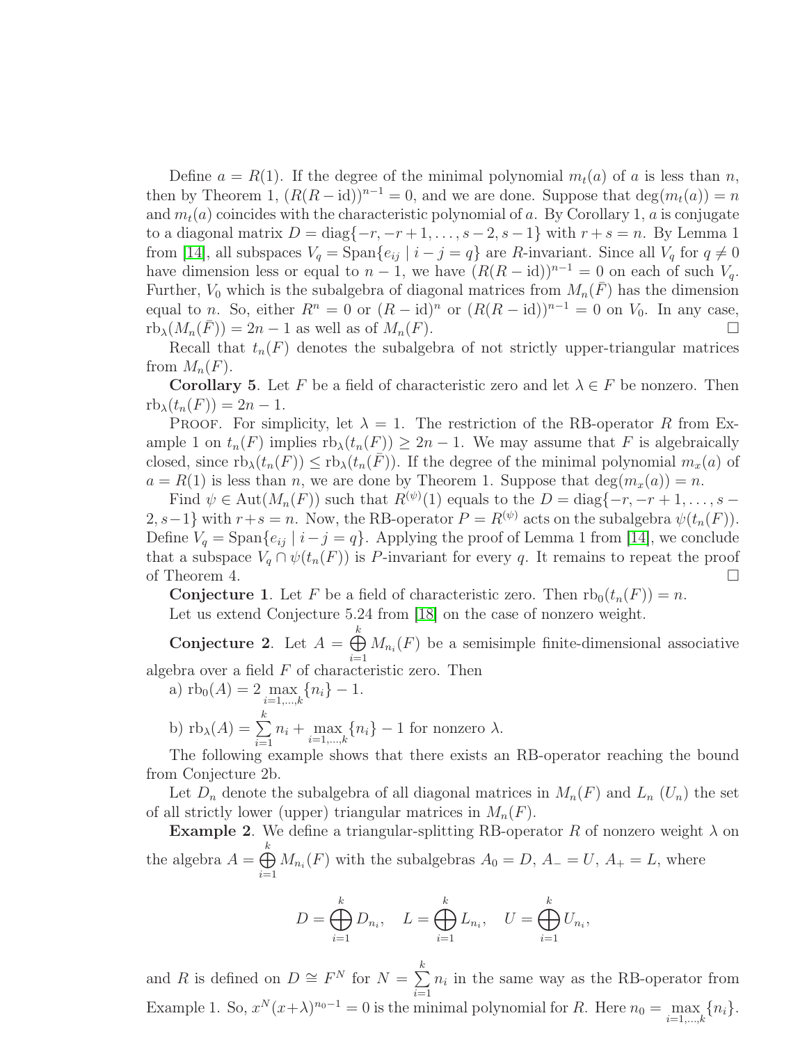Define $a = R(1)$. If the degree of the minimal polynomial $m_t(a)$ of $a$ is less than $n$, then by Theorem 1, $(R(R-\mathrm{id}))^{n-1} = 0$, and we are done. Suppose that $\deg(m_t(a)) = n$ and $m_t(a)$ coincides with the characteristic polynomial of $a$. By Corollary 1, $a$ is conjugate to a diagonal matrix $D = \mathrm{diag}\{-r, -r+1, \ldots, s-2, s-1\}$ with $r+s = n$. By Lemma 1 from [14], all subspaces $V_q = \mathrm{Span}\{e_{ij} \mid i-j = q\}$ are $R$-invariant. Since all $V_q$ for $q \neq 0$ have dimension less or equal to $n-1$, we have $(R(R-\mathrm{id}))^{n-1} = 0$ on each of such $V_q$. Further, $V_0$ which is the subalgebra of diagonal matrices from $M_n(\bar{F})$ has the dimension equal to $n$. So, either $R^n = 0$ or $(R-\mathrm{id})^n$ or $(R(R-\mathrm{id}))^{n-1} = 0$ on $V_0$. In any case, $\mathrm{rb}_\lambda(M_n(\bar{F})) = 2n-1$ as well as of $M_n(F)$. □

Recall that $t_n(F)$ denotes the subalgebra of not strictly upper-triangular matrices from $M_n(F)$.

**Corollary 5**. Let $F$ be a field of characteristic zero and let $\lambda \in F$ be nonzero. Then $\mathrm{rb}_\lambda(t_n(F)) = 2n-1$.

Proof. For simplicity, let $\lambda = 1$. The restriction of the RB-operator $R$ from Example 1 on $t_n(F)$ implies $\mathrm{rb}_\lambda(t_n(F)) \geq 2n-1$. We may assume that $F$ is algebraically closed, since $\mathrm{rb}_\lambda(t_n(F)) \leq \mathrm{rb}_\lambda(t_n(\bar{F}))$. If the degree of the minimal polynomial $m_x(a)$ of $a = R(1)$ is less than $n$, we are done by Theorem 1. Suppose that $\deg(m_x(a)) = n$.

Find $\psi \in \mathrm{Aut}(M_n(F))$ such that $R^{(\psi)}(1)$ equals to the $D = \mathrm{diag}\{-r, -r+1, \ldots, s-2, s-1\}$ with $r+s = n$. Now, the RB-operator $P = R^{(\psi)}$ acts on the subalgebra $\psi(t_n(F))$. Define $V_q = \mathrm{Span}\{e_{ij} \mid i-j = q\}$. Applying the proof of Lemma 1 from [14], we conclude that a subspace $V_q \cap \psi(t_n(F))$ is $P$-invariant for every $q$. It remains to repeat the proof of Theorem 4. □

**Conjecture 1**. Let $F$ be a field of characteristic zero. Then $\mathrm{rb}_0(t_n(F)) = n$.

Let us extend Conjecture 5.24 from [18] on the case of nonzero weight.

**Conjecture 2**. Let $A = \bigoplus\limits_{i=1}^{k} M_{n_i}(F)$ be a semisimple finite-dimensional associative algebra over a field $F$ of characteristic zero. Then

a) $\mathrm{rb}_0(A) = 2\max\limits_{i=1,\ldots,k}\{n_i\} - 1$.

b) $\mathrm{rb}_\lambda(A) = \sum\limits_{i=1}^{k} n_i + \max\limits_{i=1,\ldots,k}\{n_i\} - 1$ for nonzero $\lambda$.

The following example shows that there exists an RB-operator reaching the bound from Conjecture 2b.

Let $D_n$ denote the subalgebra of all diagonal matrices in $M_n(F)$ and $L_n$ ($U_n$) the set of all strictly lower (upper) triangular matrices in $M_n(F)$.

**Example 2**. We define a triangular-splitting RB-operator $R$ of nonzero weight $\lambda$ on the algebra $A = \bigoplus\limits_{i=1}^{k} M_{n_i}(F)$ with the subalgebras $A_0 = D$, $A_- = U$, $A_+ = L$, where

$$D = \bigoplus_{i=1}^{k} D_{n_i}, \quad L = \bigoplus_{i=1}^{k} L_{n_i}, \quad U = \bigoplus_{i=1}^{k} U_{n_i},$$

and $R$ is defined on $D \cong F^N$ for $N = \sum\limits_{i=1}^{k} n_i$ in the same way as the RB-operator from Example 1. So, $x^N(x+\lambda)^{n_0-1} = 0$ is the minimal polynomial for $R$. Here $n_0 = \max\limits_{i=1,\ldots,k}\{n_i\}$.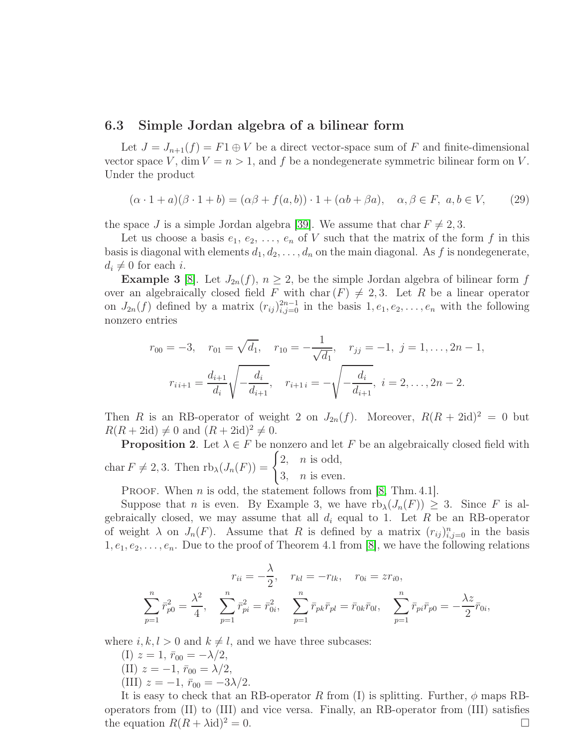### 6.3 Simple Jordan algebra of a bilinear form

Let $J = J_{n+1}(f) = F1 \oplus V$ be a direct vector-space sum of $F$ and finite-dimensional vector space $V$, $\dim V = n > 1$, and $f$ be a nondegenerate symmetric bilinear form on $V$. Under the product

$$(\alpha \cdot 1 + a)(\beta \cdot 1 + b) = (\alpha\beta + f(a,b)) \cdot 1 + (\alpha b + \beta a), \quad \alpha, \beta \in F,\ a, b \in V, \tag{29}$$

the space $J$ is a simple Jordan algebra [39]. We assume that char $F \neq 2, 3$.

Let us choose a basis $e_1, e_2, \ldots, e_n$ of $V$ such that the matrix of the form $f$ in this basis is diagonal with elements $d_1, d_2, \ldots, d_n$ on the main diagonal. As $f$ is nondegenerate, $d_i \neq 0$ for each $i$.

**Example 3** [8]. Let $J_{2n}(f)$, $n \geq 2$, be the simple Jordan algebra of bilinear form $f$ over an algebraically closed field $F$ with $\mathrm{char}\,(F) \neq 2, 3$. Let $R$ be a linear operator on $J_{2n}(f)$ defined by a matrix $(r_{ij})_{i,j=0}^{2n-1}$ in the basis $1, e_1, e_2, \ldots, e_n$ with the following nonzero entries

$$r_{00} = -3, \quad r_{01} = \sqrt{d_1}, \quad r_{10} = -\frac{1}{\sqrt{d_1}}, \quad r_{jj} = -1,\ j = 1, \ldots, 2n-1,$$
$$r_{i\,i+1} = \frac{d_{i+1}}{d_i}\sqrt{-\frac{d_i}{d_{i+1}}}, \quad r_{i+1\,i} = -\sqrt{-\frac{d_i}{d_{i+1}}},\ i = 2, \ldots, 2n-2.$$

Then $R$ is an RB-operator of weight 2 on $J_{2n}(f)$. Moreover, $R(R+2\mathrm{id})^2 = 0$ but $R(R+2\mathrm{id}) \neq 0$ and $(R+2\mathrm{id})^2 \neq 0$.

**Proposition 2**. Let $\lambda \in F$ be nonzero and let $F$ be an algebraically closed field with $\mathrm{char}\,F \neq 2, 3$. Then $\mathrm{rb}_\lambda(J_n(F)) = \begin{cases} 2, & n \text{ is odd,} \\ 3, & n \text{ is even.} \end{cases}$

Proof. When $n$ is odd, the statement follows from [8, Thm. 4.1].

Suppose that $n$ is even. By Example 3, we have $\mathrm{rb}_\lambda(J_n(F)) \geq 3$. Since $F$ is algebraically closed, we may assume that all $d_i$ equal to 1. Let $R$ be an RB-operator of weight $\lambda$ on $J_n(F)$. Assume that $R$ is defined by a matrix $(r_{ij})_{i,j=0}^{n}$ in the basis $1, e_1, e_2, \ldots, e_n$. Due to the proof of Theorem 4.1 from [8], we have the following relations

$$r_{ii} = -\frac{\lambda}{2}, \quad r_{kl} = -r_{lk}, \quad r_{0i} = z r_{i0},$$
$$\sum_{p=1}^{n} \bar{r}_{p0}^2 = \frac{\lambda^2}{4}, \quad \sum_{p=1}^{n} \bar{r}_{pi}^2 = \bar{r}_{0i}^2, \quad \sum_{p=1}^{n} \bar{r}_{pk}\bar{r}_{pl} = \bar{r}_{0k}\bar{r}_{0l}, \quad \sum_{p=1}^{n} \bar{r}_{pi}\bar{r}_{p0} = -\frac{\lambda z}{2}\bar{r}_{0i},$$

where $i, k, l > 0$ and $k \neq l$, and we have three subcases:

(I) $z = 1$, $\bar{r}_{00} = -\lambda/2$,

(II) $z = -1$, $\bar{r}_{00} = \lambda/2$,

(III) $z = -1$, $\bar{r}_{00} = -3\lambda/2$.

It is easy to check that an RB-operator $R$ from (I) is splitting. Further, $\phi$ maps RB-operators from (II) to (III) and vice versa. Finally, an RB-operator from (III) satisfies the equation $R(R+\lambda\mathrm{id})^2 = 0$. $\square$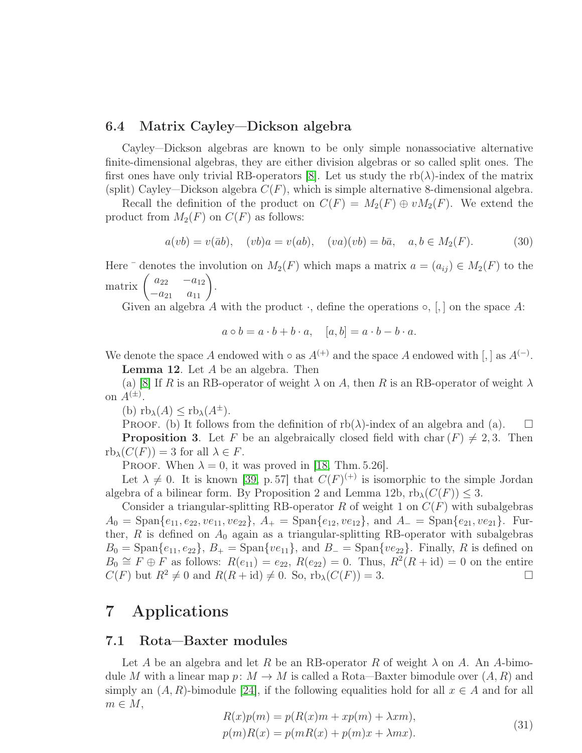### 6.4 Matrix Cayley—Dickson algebra

Cayley—Dickson algebras are known to be only simple nonassociative alternative finite-dimensional algebras, they are either division algebras or so called split ones. The first ones have only trivial RB-operators [8]. Let us study the rb($\lambda$)-index of the matrix (split) Cayley—Dickson algebra $C(F)$, which is simple alternative 8-dimensional algebra.

Recall the definition of the product on $C(F) = M_2(F) \oplus vM_2(F)$. We extend the product from $M_2(F)$ on $C(F)$ as follows:

$$a(vb) = v(\bar{a}b), \quad (vb)a = v(ab), \quad (va)(vb) = b\bar{a}, \quad a, b \in M_2(F). \tag{30}$$

Here $\bar{}$ denotes the involution on $M_2(F)$ which maps a matrix $a = (a_{ij}) \in M_2(F)$ to the matrix $\begin{pmatrix} a_{22} & -a_{12} \\ -a_{21} & a_{11} \end{pmatrix}$.

Given an algebra $A$ with the product $\cdot$, define the operations $\circ$, $[,]$ on the space $A$:

$$a \circ b = a \cdot b + b \cdot a, \quad [a, b] = a \cdot b - b \cdot a.$$

We denote the space $A$ endowed with $\circ$ as $A^{(+)}$ and the space $A$ endowed with $[,]$ as $A^{(-)}$.

**Lemma 12**. Let $A$ be an algebra. Then

(a) [8] If $R$ is an RB-operator of weight $\lambda$ on $A$, then $R$ is an RB-operator of weight $\lambda$ on $A^{(\pm)}$.

(b) $\mathrm{rb}_\lambda(A) \leq \mathrm{rb}_\lambda(A^{\pm})$.

Proof. (b) It follows from the definition of rb($\lambda$)-index of an algebra and (a). □

**Proposition 3**. Let $F$ be an algebraically closed field with $\mathrm{char}(F) \neq 2, 3$. Then $\mathrm{rb}_\lambda(C(F)) = 3$ for all $\lambda \in F$.

Proof. When $\lambda = 0$, it was proved in [18, Thm. 5.26].

Let $\lambda \neq 0$. It is known [39, p. 57] that $C(F)^{(+)}$ is isomorphic to the simple Jordan algebra of a bilinear form. By Proposition 2 and Lemma 12b, $\mathrm{rb}_\lambda(C(F)) \leq 3$.

Consider a triangular-splitting RB-operator $R$ of weight 1 on $C(F)$ with subalgebras $A_0 = \mathrm{Span}\{e_{11}, e_{22}, ve_{11}, ve_{22}\}$, $A_+ = \mathrm{Span}\{e_{12}, ve_{12}\}$, and $A_- = \mathrm{Span}\{e_{21}, ve_{21}\}$. Further, $R$ is defined on $A_0$ again as a triangular-splitting RB-operator with subalgebras $B_0 = \mathrm{Span}\{e_{11}, e_{22}\}$, $B_+ = \mathrm{Span}\{ve_{11}\}$, and $B_- = \mathrm{Span}\{ve_{22}\}$. Finally, $R$ is defined on $B_0 \cong F \oplus F$ as follows: $R(e_{11}) = e_{22}$, $R(e_{22}) = 0$. Thus, $R^2(R + \mathrm{id}) = 0$ on the entire $C(F)$ but $R^2 \neq 0$ and $R(R + \mathrm{id}) \neq 0$. So, $\mathrm{rb}_\lambda(C(F)) = 3$. □

# 7 Applications

## 7.1 Rota—Baxter modules

Let $A$ be an algebra and let $R$ be an RB-operator $R$ of weight $\lambda$ on $A$. An $A$-bimodule $M$ with a linear map $p\colon M \to M$ is called a Rota—Baxter bimodule over $(A, R)$ and simply an $(A, R)$-bimodule [24], if the following equalities hold for all $x \in A$ and for all $m \in M$,

$$\begin{aligned} R(x)p(m) &= p(R(x)m + xp(m) + \lambda xm), \\ p(m)R(x) &= p(mR(x) + p(m)x + \lambda mx). \end{aligned} \tag{31}$$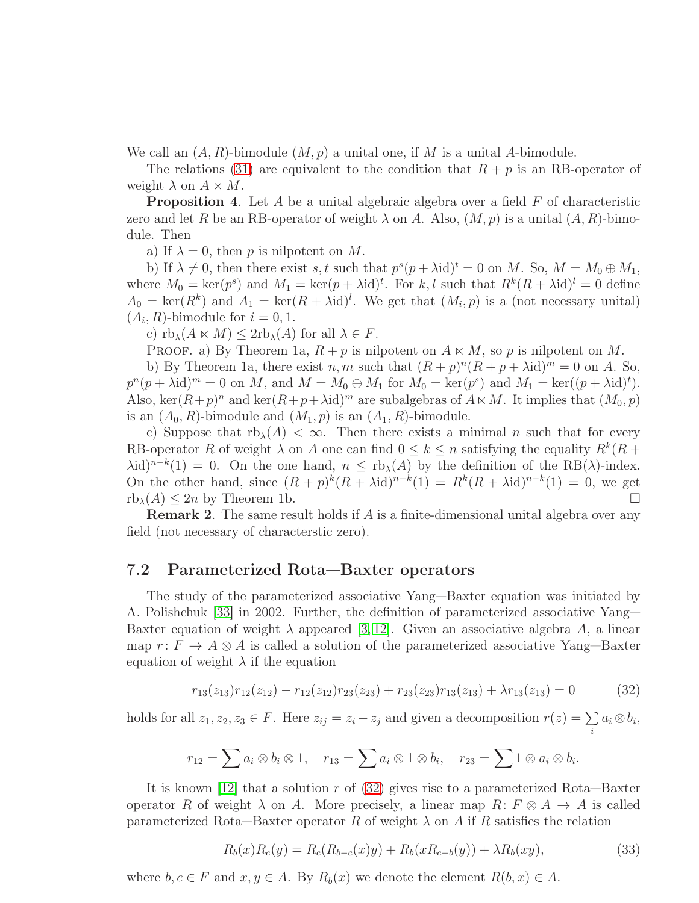We call an $(A,R)$-bimodule $(M,p)$ a unital one, if $M$ is a unital $A$-bimodule.

The relations (31) are equivalent to the condition that $R+p$ is an RB-operator of weight $\lambda$ on $A \ltimes M$.

**Proposition 4**. Let $A$ be a unital algebraic algebra over a field $F$ of characteristic zero and let $R$ be an RB-operator of weight $\lambda$ on $A$. Also, $(M,p)$ is a unital $(A,R)$-bimodule. Then

a) If $\lambda = 0$, then $p$ is nilpotent on $M$.

b) If $\lambda \neq 0$, then there exist $s,t$ such that $p^s(p+\lambda\mathrm{id})^t = 0$ on $M$. So, $M = M_0 \oplus M_1$, where $M_0 = \ker(p^s)$ and $M_1 = \ker(p+\lambda\mathrm{id})^t$. For $k,l$ such that $R^k(R+\lambda\mathrm{id})^l = 0$ define $A_0 = \ker(R^k)$ and $A_1 = \ker(R+\lambda\mathrm{id})^l$. We get that $(M_i,p)$ is a (not necessary unital) $(A_i,R)$-bimodule for $i=0,1$.

c) $\mathrm{rb}_\lambda(A \ltimes M) \leq 2\mathrm{rb}_\lambda(A)$ for all $\lambda \in F$.

Proof. a) By Theorem 1a, $R+p$ is nilpotent on $A \ltimes M$, so $p$ is nilpotent on $M$.

b) By Theorem 1a, there exist $n,m$ such that $(R+p)^n(R+p+\lambda\mathrm{id})^m = 0$ on $A$. So, $p^n(p+\lambda\mathrm{id})^m = 0$ on $M$, and $M = M_0 \oplus M_1$ for $M_0 = \ker(p^s)$ and $M_1 = \ker((p+\lambda\mathrm{id})^t)$. Also, $\ker(R+p)^n$ and $\ker(R+p+\lambda\mathrm{id})^m$ are subalgebras of $A \ltimes M$. It implies that $(M_0,p)$ is an $(A_0,R)$-bimodule and $(M_1,p)$ is an $(A_1,R)$-bimodule.

c) Suppose that $\mathrm{rb}_\lambda(A) < \infty$. Then there exists a minimal $n$ such that for every RB-operator $R$ of weight $\lambda$ on $A$ one can find $0 \leq k \leq n$ satisfying the equality $R^k(R+\lambda\mathrm{id})^{n-k}(1) = 0$. On the one hand, $n \leq \mathrm{rb}_\lambda(A)$ by the definition of the RB($\lambda$)-index. On the other hand, since $(R+p)^k(R+\lambda\mathrm{id})^{n-k}(1) = R^k(R+\lambda\mathrm{id})^{n-k}(1) = 0$, we get $\mathrm{rb}_\lambda(A) \leq 2n$ by Theorem 1b. $\square$

**Remark 2**. The same result holds if $A$ is a finite-dimensional unital algebra over any field (not necessary of characterstic zero).

## 7.2 Parameterized Rota—Baxter operators

The study of the parameterized associative Yang—Baxter equation was initiated by A. Polishchuk [33] in 2002. Further, the definition of parameterized associative Yang—Baxter equation of weight $\lambda$ appeared [3,12]. Given an associative algebra $A$, a linear map $r\colon F \to A \otimes A$ is called a solution of the parameterized associative Yang—Baxter equation of weight $\lambda$ if the equation

$$r_{13}(z_{13})r_{12}(z_{12}) - r_{12}(z_{12})r_{23}(z_{23}) + r_{23}(z_{23})r_{13}(z_{13}) + \lambda r_{13}(z_{13}) = 0 \tag{32}$$

holds for all $z_1,z_2,z_3 \in F$. Here $z_{ij} = z_i - z_j$ and given a decomposition $r(z) = \sum\limits_i a_i \otimes b_i$,

$$r_{12} = \sum a_i \otimes b_i \otimes 1, \quad r_{13} = \sum a_i \otimes 1 \otimes b_i, \quad r_{23} = \sum 1 \otimes a_i \otimes b_i.$$

It is known [12] that a solution $r$ of (32) gives rise to a parameterized Rota—Baxter operator $R$ of weight $\lambda$ on $A$. More precisely, a linear map $R\colon F \otimes A \to A$ is called parameterized Rota—Baxter operator $R$ of weight $\lambda$ on $A$ if $R$ satisfies the relation

$$R_b(x)R_c(y) = R_c(R_{b-c}(x)y) + R_b(xR_{c-b}(y)) + \lambda R_b(xy), \tag{33}$$

where $b,c \in F$ and $x,y \in A$. By $R_b(x)$ we denote the element $R(b,x) \in A$.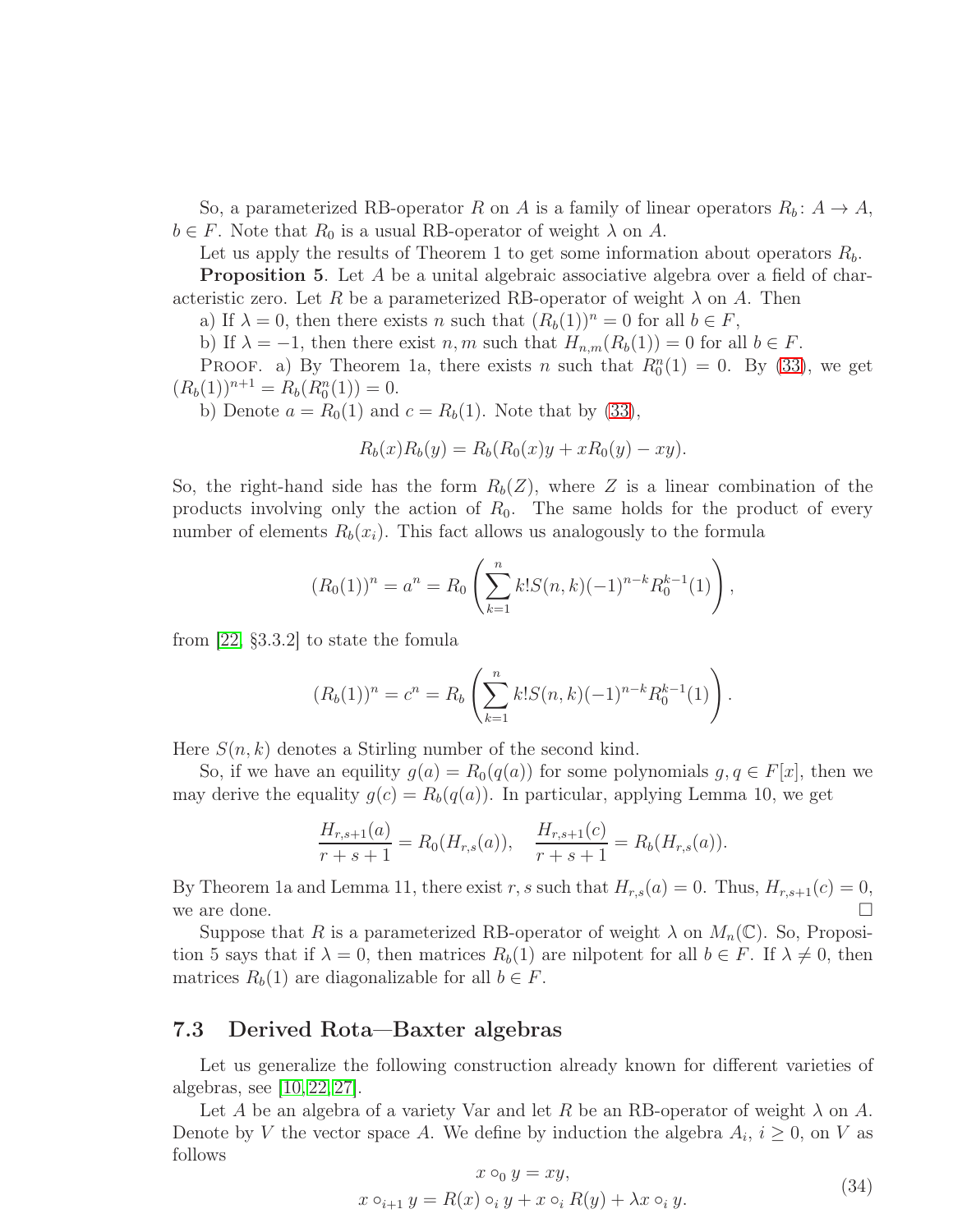So, a parameterized RB-operator $R$ on $A$ is a family of linear operators $R_b\colon A\to A$, $b\in F$. Note that $R_0$ is a usual RB-operator of weight $\lambda$ on $A$.

Let us apply the results of Theorem 1 to get some information about operators $R_b$.

**Proposition 5**. Let $A$ be a unital algebraic associative algebra over a field of characteristic zero. Let $R$ be a parameterized RB-operator of weight $\lambda$ on $A$. Then

a) If $\lambda=0$, then there exists $n$ such that $(R_b(1))^n=0$ for all $b\in F$,

b) If $\lambda=-1$, then there exist $n,m$ such that $H_{n,m}(R_b(1))=0$ for all $b\in F$.

Proof. a) By Theorem 1a, there exists $n$ such that $R_0^n(1)=0$. By (33), we get $(R_b(1))^{n+1}=R_b(R_0^n(1))=0$.

b) Denote $a=R_0(1)$ and $c=R_b(1)$. Note that by (33),

$$R_b(x)R_b(y)=R_b(R_0(x)y+xR_0(y)-xy).$$

So, the right-hand side has the form $R_b(Z)$, where $Z$ is a linear combination of the products involving only the action of $R_0$. The same holds for the product of every number of elements $R_b(x_i)$. This fact allows us analogously to the formula

$$(R_0(1))^n=a^n=R_0\left(\sum_{k=1}^{n}k!S(n,k)(-1)^{n-k}R_0^{k-1}(1)\right),$$

from [22, §3.3.2] to state the fomula

$$(R_b(1))^n=c^n=R_b\left(\sum_{k=1}^{n}k!S(n,k)(-1)^{n-k}R_0^{k-1}(1)\right).$$

Here $S(n,k)$ denotes a Stirling number of the second kind.

So, if we have an equility $g(a)=R_0(q(a))$ for some polynomials $g,q\in F[x]$, then we may derive the equality $g(c)=R_b(q(a))$. In particular, applying Lemma 10, we get

$$\frac{H_{r,s+1}(a)}{r+s+1}=R_0(H_{r,s}(a)),\quad \frac{H_{r,s+1}(c)}{r+s+1}=R_b(H_{r,s}(a)).$$

By Theorem 1a and Lemma 11, there exist $r,s$ such that $H_{r,s}(a)=0$. Thus, $H_{r,s+1}(c)=0$, we are done. $\square$

Suppose that $R$ is a parameterized RB-operator of weight $\lambda$ on $M_n(\mathbb{C})$. So, Proposition 5 says that if $\lambda=0$, then matrices $R_b(1)$ are nilpotent for all $b\in F$. If $\lambda\neq0$, then matrices $R_b(1)$ are diagonalizable for all $b\in F$.

## 7.3 Derived Rota—Baxter algebras

Let us generalize the following construction already known for different varieties of algebras, see [10, 22, 27].

Let $A$ be an algebra of a variety Var and let $R$ be an RB-operator of weight $\lambda$ on $A$. Denote by $V$ the vector space $A$. We define by induction the algebra $A_i$, $i\geq 0$, on $V$ as follows

$$\begin{gathered} x\circ_0 y = xy,\\ x\circ_{i+1} y = R(x)\circ_i y + x\circ_i R(y) + \lambda x\circ_i y. \end{gathered}\tag{34}$$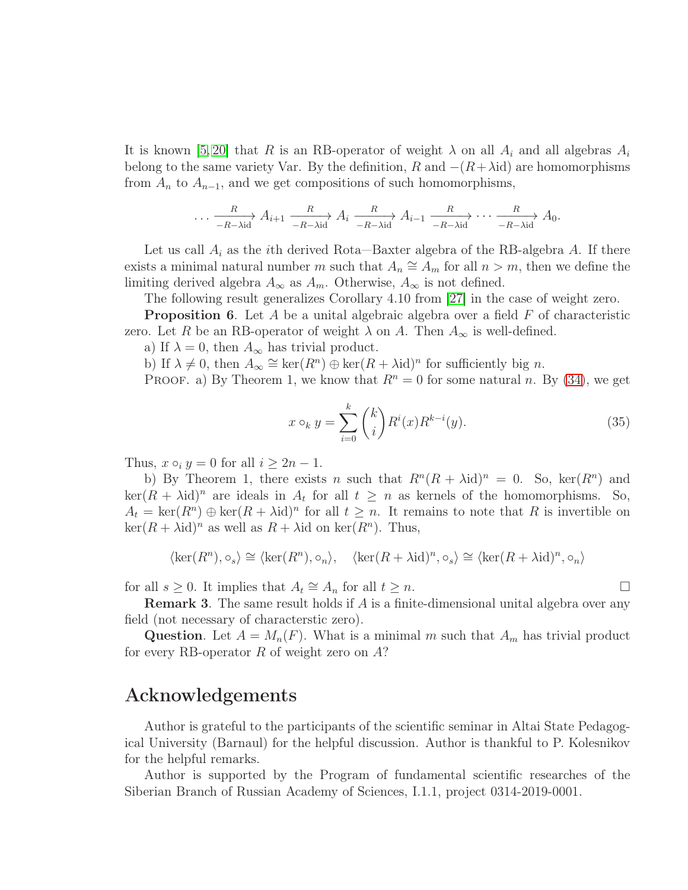It is known [5, 20] that $R$ is an RB-operator of weight $\lambda$ on all $A_i$ and all algebras $A_i$ belong to the same variety Var. By the definition, $R$ and $-(R+\lambda\mathrm{id})$ are homomorphisms from $A_n$ to $A_{n-1}$, and we get compositions of such homomorphisms,

$$\ldots \xrightarrow[-R-\lambda\mathrm{id}]{R} A_{i+1} \xrightarrow[-R-\lambda\mathrm{id}]{R} A_i \xrightarrow[-R-\lambda\mathrm{id}]{R} A_{i-1} \xrightarrow[-R-\lambda\mathrm{id}]{R} \cdots \xrightarrow[-R-\lambda\mathrm{id}]{R} A_0.$$

Let us call $A_i$ as the $i$th derived Rota—Baxter algebra of the RB-algebra $A$. If there exists a minimal natural number $m$ such that $A_n \cong A_m$ for all $n > m$, then we define the limiting derived algebra $A_\infty$ as $A_m$. Otherwise, $A_\infty$ is not defined.

The following result generalizes Corollary 4.10 from [27] in the case of weight zero.

**Proposition 6**. Let $A$ be a unital algebraic algebra over a field $F$ of characteristic zero. Let $R$ be an RB-operator of weight $\lambda$ on $A$. Then $A_\infty$ is well-defined.

a) If $\lambda = 0$, then $A_\infty$ has trivial product.

b) If $\lambda \neq 0$, then $A_\infty \cong \ker(R^n) \oplus \ker(R+\lambda\mathrm{id})^n$ for sufficiently big $n$.

Proof. a) By Theorem 1, we know that $R^n = 0$ for some natural $n$. By (34), we get

$$x \circ_k y = \sum_{i=0}^{k} \binom{k}{i} R^i(x) R^{k-i}(y). \tag{35}$$

Thus, $x \circ_i y = 0$ for all $i \geq 2n-1$.

b) By Theorem 1, there exists $n$ such that $R^n(R+\lambda\mathrm{id})^n = 0$. So, $\ker(R^n)$ and $\ker(R+\lambda\mathrm{id})^n$ are ideals in $A_t$ for all $t \geq n$ as kernels of the homomorphisms. So, $A_t = \ker(R^n) \oplus \ker(R+\lambda\mathrm{id})^n$ for all $t \geq n$. It remains to note that $R$ is invertible on $\ker(R+\lambda\mathrm{id})^n$ as well as $R+\lambda\mathrm{id}$ on $\ker(R^n)$. Thus,

$$\langle \ker(R^n), \circ_s \rangle \cong \langle \ker(R^n), \circ_n \rangle, \quad \langle \ker(R+\lambda\mathrm{id})^n, \circ_s \rangle \cong \langle \ker(R+\lambda\mathrm{id})^n, \circ_n \rangle$$

for all $s \geq 0$. It implies that $A_t \cong A_n$ for all $t \geq n$. □

**Remark 3**. The same result holds if $A$ is a finite-dimensional unital algebra over any field (not necessary of characterstic zero).

**Question**. Let $A = M_n(F)$. What is a minimal $m$ such that $A_m$ has trivial product for every RB-operator $R$ of weight zero on $A$?

## Acknowledgements

Author is grateful to the participants of the scientific seminar in Altai State Pedagogical University (Barnaul) for the helpful discussion. Author is thankful to P. Kolesnikov for the helpful remarks.

Author is supported by the Program of fundamental scientific researches of the Siberian Branch of Russian Academy of Sciences, I.1.1, project 0314-2019-0001.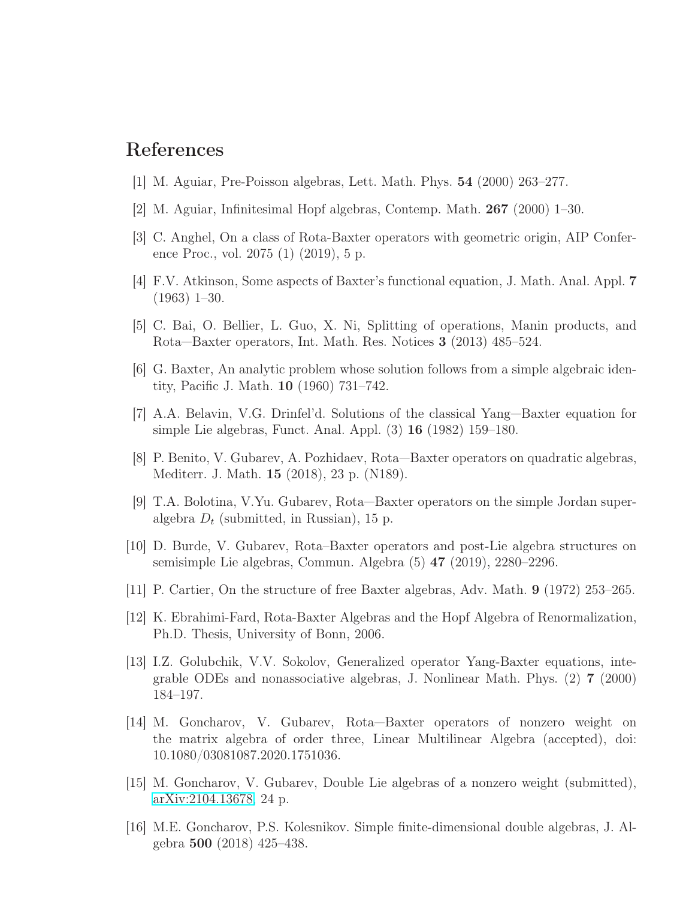# References

[1] M. Aguiar, Pre-Poisson algebras, Lett. Math. Phys. **54** (2000) 263–277.

[2] M. Aguiar, Infinitesimal Hopf algebras, Contemp. Math. **267** (2000) 1–30.

[3] C. Anghel, On a class of Rota-Baxter operators with geometric origin, AIP Conference Proc., vol. 2075 (1) (2019), 5 p.

[4] F.V. Atkinson, Some aspects of Baxter's functional equation, J. Math. Anal. Appl. **7** (1963) 1–30.

[5] C. Bai, O. Bellier, L. Guo, X. Ni, Splitting of operations, Manin products, and Rota—Baxter operators, Int. Math. Res. Notices **3** (2013) 485–524.

[6] G. Baxter, An analytic problem whose solution follows from a simple algebraic identity, Pacific J. Math. **10** (1960) 731–742.

[7] A.A. Belavin, V.G. Drinfel'd. Solutions of the classical Yang—Baxter equation for simple Lie algebras, Funct. Anal. Appl. (3) **16** (1982) 159–180.

[8] P. Benito, V. Gubarev, A. Pozhidaev, Rota—Baxter operators on quadratic algebras, Mediterr. J. Math. **15** (2018), 23 p. (N189).

[9] T.A. Bolotina, V.Yu. Gubarev, Rota—Baxter operators on the simple Jordan superalgebra $D_t$ (submitted, in Russian), 15 p.

[10] D. Burde, V. Gubarev, Rota–Baxter operators and post-Lie algebra structures on semisimple Lie algebras, Commun. Algebra (5) **47** (2019), 2280–2296.

[11] P. Cartier, On the structure of free Baxter algebras, Adv. Math. **9** (1972) 253–265.

[12] K. Ebrahimi-Fard, Rota-Baxter Algebras and the Hopf Algebra of Renormalization, Ph.D. Thesis, University of Bonn, 2006.

[13] I.Z. Golubchik, V.V. Sokolov, Generalized operator Yang-Baxter equations, integrable ODEs and nonassociative algebras, J. Nonlinear Math. Phys. (2) **7** (2000) 184–197.

[14] M. Goncharov, V. Gubarev, Rota—Baxter operators of nonzero weight on the matrix algebra of order three, Linear Multilinear Algebra (accepted), doi: 10.1080/03081087.2020.1751036.

[15] M. Goncharov, V. Gubarev, Double Lie algebras of a nonzero weight (submitted), arXiv:2104.13678, 24 p.

[16] M.E. Goncharov, P.S. Kolesnikov. Simple finite-dimensional double algebras, J. Algebra **500** (2018) 425–438.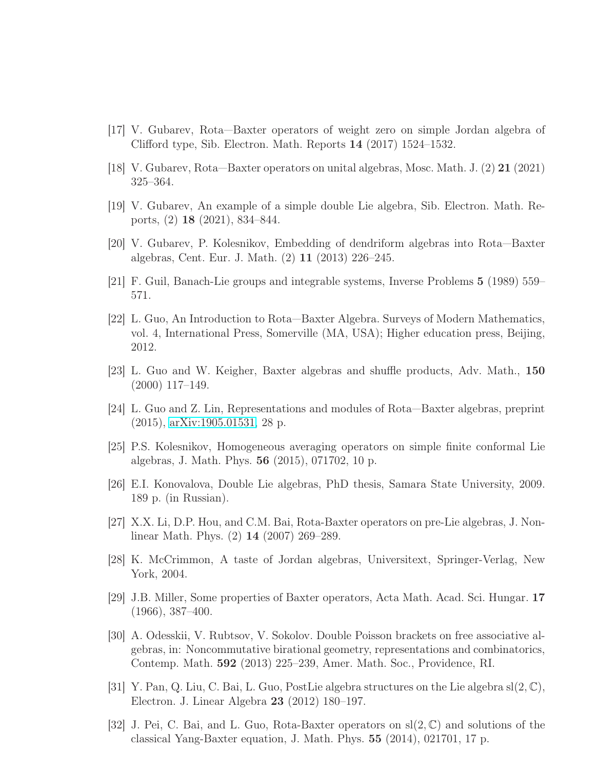[17] V. Gubarev, Rota—Baxter operators of weight zero on simple Jordan algebra of Clifford type, Sib. Electron. Math. Reports **14** (2017) 1524–1532.

[18] V. Gubarev, Rota—Baxter operators on unital algebras, Mosc. Math. J. (2) **21** (2021) 325–364.

[19] V. Gubarev, An example of a simple double Lie algebra, Sib. Electron. Math. Reports, (2) **18** (2021), 834–844.

[20] V. Gubarev, P. Kolesnikov, Embedding of dendriform algebras into Rota—Baxter algebras, Cent. Eur. J. Math. (2) **11** (2013) 226–245.

[21] F. Guil, Banach-Lie groups and integrable systems, Inverse Problems **5** (1989) 559–571.

[22] L. Guo, An Introduction to Rota—Baxter Algebra. Surveys of Modern Mathematics, vol. 4, International Press, Somerville (MA, USA); Higher education press, Beijing, 2012.

[23] L. Guo and W. Keigher, Baxter algebras and shuffle products, Adv. Math., **150** (2000) 117–149.

[24] L. Guo and Z. Lin, Representations and modules of Rota—Baxter algebras, preprint (2015), arXiv:1905.01531, 28 p.

[25] P.S. Kolesnikov, Homogeneous averaging operators on simple finite conformal Lie algebras, J. Math. Phys. **56** (2015), 071702, 10 p.

[26] E.I. Konovalova, Double Lie algebras, PhD thesis, Samara State University, 2009. 189 p. (in Russian).

[27] X.X. Li, D.P. Hou, and C.M. Bai, Rota-Baxter operators on pre-Lie algebras, J. Nonlinear Math. Phys. (2) **14** (2007) 269–289.

[28] K. McCrimmon, A taste of Jordan algebras, Universitext, Springer-Verlag, New York, 2004.

[29] J.B. Miller, Some properties of Baxter operators, Acta Math. Acad. Sci. Hungar. **17** (1966), 387–400.

[30] A. Odesskii, V. Rubtsov, V. Sokolov. Double Poisson brackets on free associative algebras, in: Noncommutative birational geometry, representations and combinatorics, Contemp. Math. **592** (2013) 225–239, Amer. Math. Soc., Providence, RI.

[31] Y. Pan, Q. Liu, C. Bai, L. Guo, PostLie algebra structures on the Lie algebra $\mathrm{sl}(2,\mathbb{C})$, Electron. J. Linear Algebra **23** (2012) 180–197.

[32] J. Pei, C. Bai, and L. Guo, Rota-Baxter operators on $\mathrm{sl}(2,\mathbb{C})$ and solutions of the classical Yang-Baxter equation, J. Math. Phys. **55** (2014), 021701, 17 p.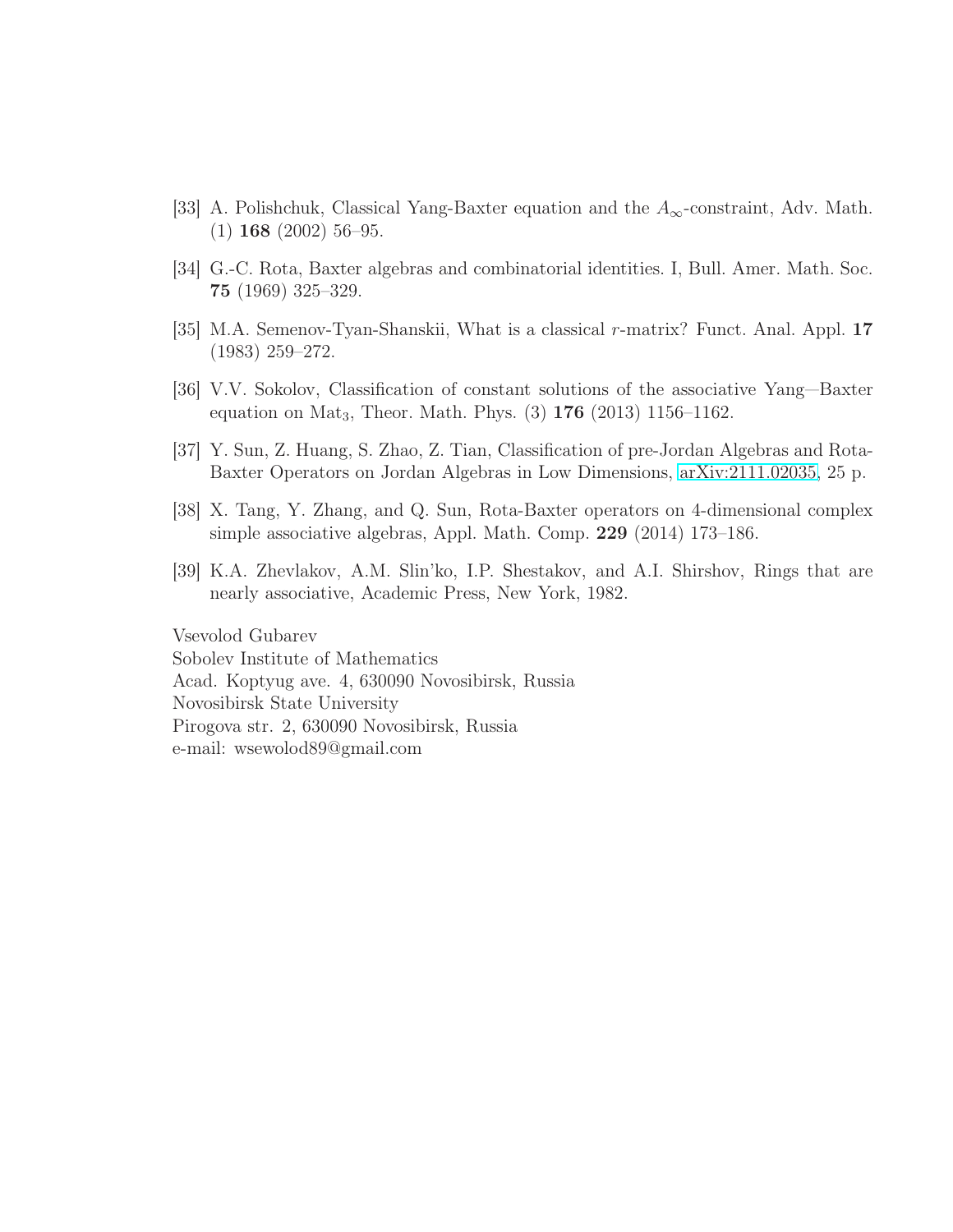[33] A. Polishchuk, Classical Yang-Baxter equation and the $A_\infty$-constraint, Adv. Math. (1) **168** (2002) 56–95.

[34] G.-C. Rota, Baxter algebras and combinatorial identities. I, Bull. Amer. Math. Soc. **75** (1969) 325–329.

[35] M.A. Semenov-Tyan-Shanskii, What is a classical $r$-matrix? Funct. Anal. Appl. **17** (1983) 259–272.

[36] V.V. Sokolov, Classification of constant solutions of the associative Yang—Baxter equation on $\mathrm{Mat}_3$, Theor. Math. Phys. (3) **176** (2013) 1156–1162.

[37] Y. Sun, Z. Huang, S. Zhao, Z. Tian, Classification of pre-Jordan Algebras and Rota-Baxter Operators on Jordan Algebras in Low Dimensions, arXiv:2111.02035, 25 p.

[38] X. Tang, Y. Zhang, and Q. Sun, Rota-Baxter operators on 4-dimensional complex simple associative algebras, Appl. Math. Comp. **229** (2014) 173–186.

[39] K.A. Zhevlakov, A.M. Slin'ko, I.P. Shestakov, and A.I. Shirshov, Rings that are nearly associative, Academic Press, New York, 1982.

Vsevolod Gubarev
Sobolev Institute of Mathematics
Acad. Koptyug ave. 4, 630090 Novosibirsk, Russia
Novosibirsk State University
Pirogova str. 2, 630090 Novosibirsk, Russia
e-mail: wsewolod89@gmail.com